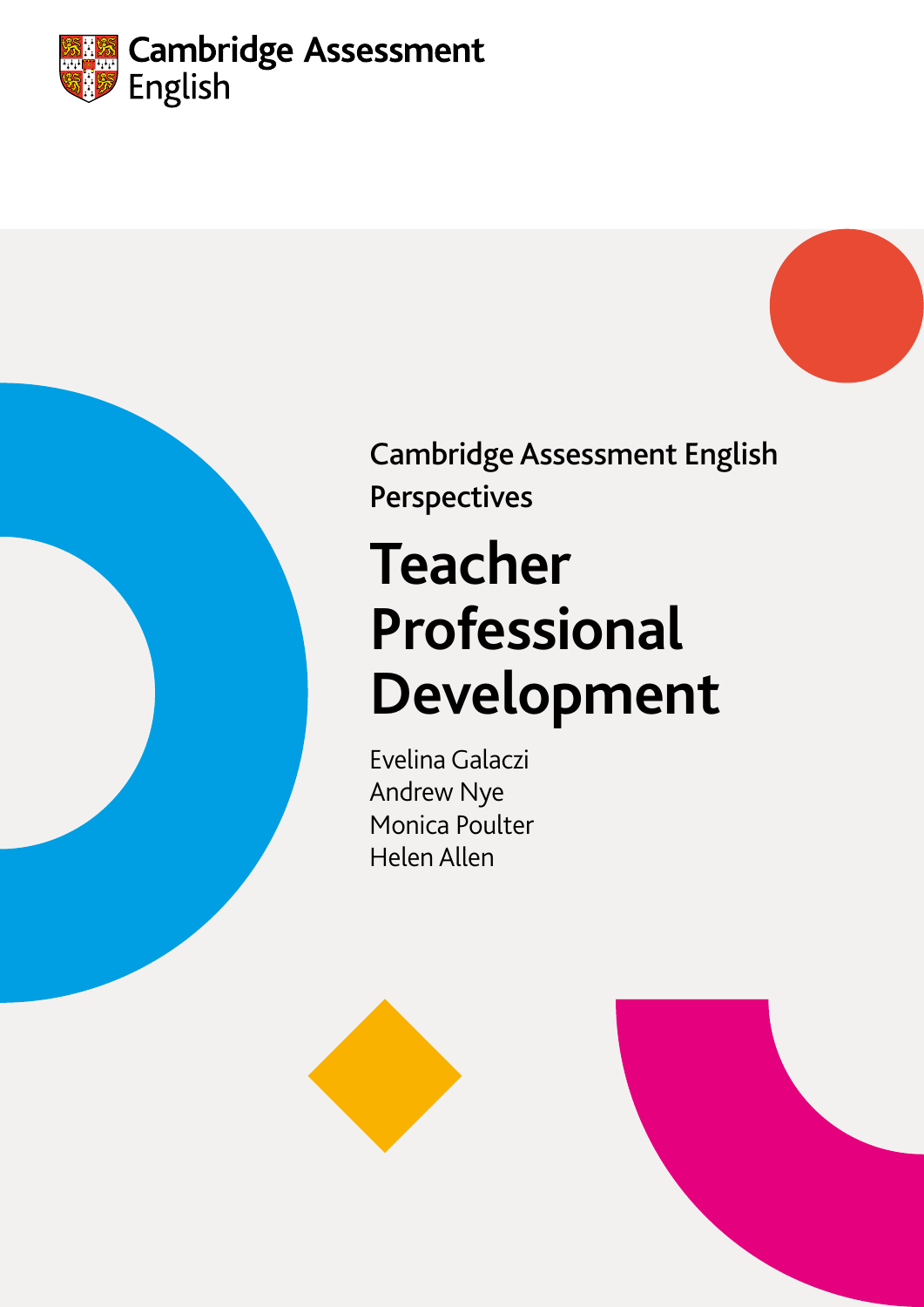Cambridge Assessment English

Cambridge Assessment English Perspectives

# Teacher Professional Development

Evelina Galaczi
Andrew Nye
Monica Poulter
Helen Allen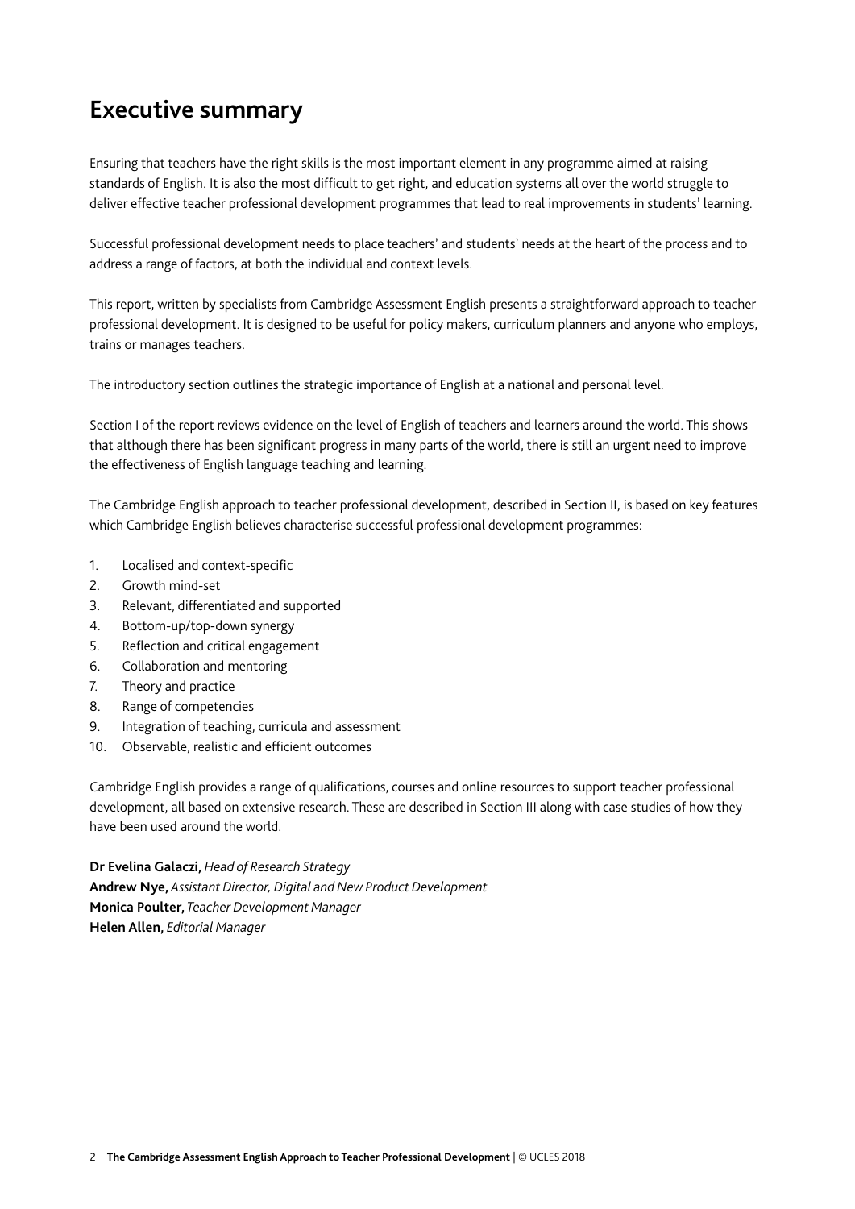# Executive summary

Ensuring that teachers have the right skills is the most important element in any programme aimed at raising standards of English. It is also the most difficult to get right, and education systems all over the world struggle to deliver effective teacher professional development programmes that lead to real improvements in students' learning.

Successful professional development needs to place teachers' and students' needs at the heart of the process and to address a range of factors, at both the individual and context levels.

This report, written by specialists from Cambridge Assessment English presents a straightforward approach to teacher professional development. It is designed to be useful for policy makers, curriculum planners and anyone who employs, trains or manages teachers.

The introductory section outlines the strategic importance of English at a national and personal level.

Section I of the report reviews evidence on the level of English of teachers and learners around the world. This shows that although there has been significant progress in many parts of the world, there is still an urgent need to improve the effectiveness of English language teaching and learning.

The Cambridge English approach to teacher professional development, described in Section II, is based on key features which Cambridge English believes characterise successful professional development programmes:

1. Localised and context-specific
2. Growth mind-set
3. Relevant, differentiated and supported
4. Bottom-up/top-down synergy
5. Reflection and critical engagement
6. Collaboration and mentoring
7. Theory and practice
8. Range of competencies
9. Integration of teaching, curricula and assessment
10. Observable, realistic and efficient outcomes

Cambridge English provides a range of qualifications, courses and online resources to support teacher professional development, all based on extensive research. These are described in Section III along with case studies of how they have been used around the world.

**Dr Evelina Galaczi,** *Head of Research Strategy*
**Andrew Nye,** *Assistant Director, Digital and New Product Development*
**Monica Poulter,** *Teacher Development Manager*
**Helen Allen,** *Editorial Manager*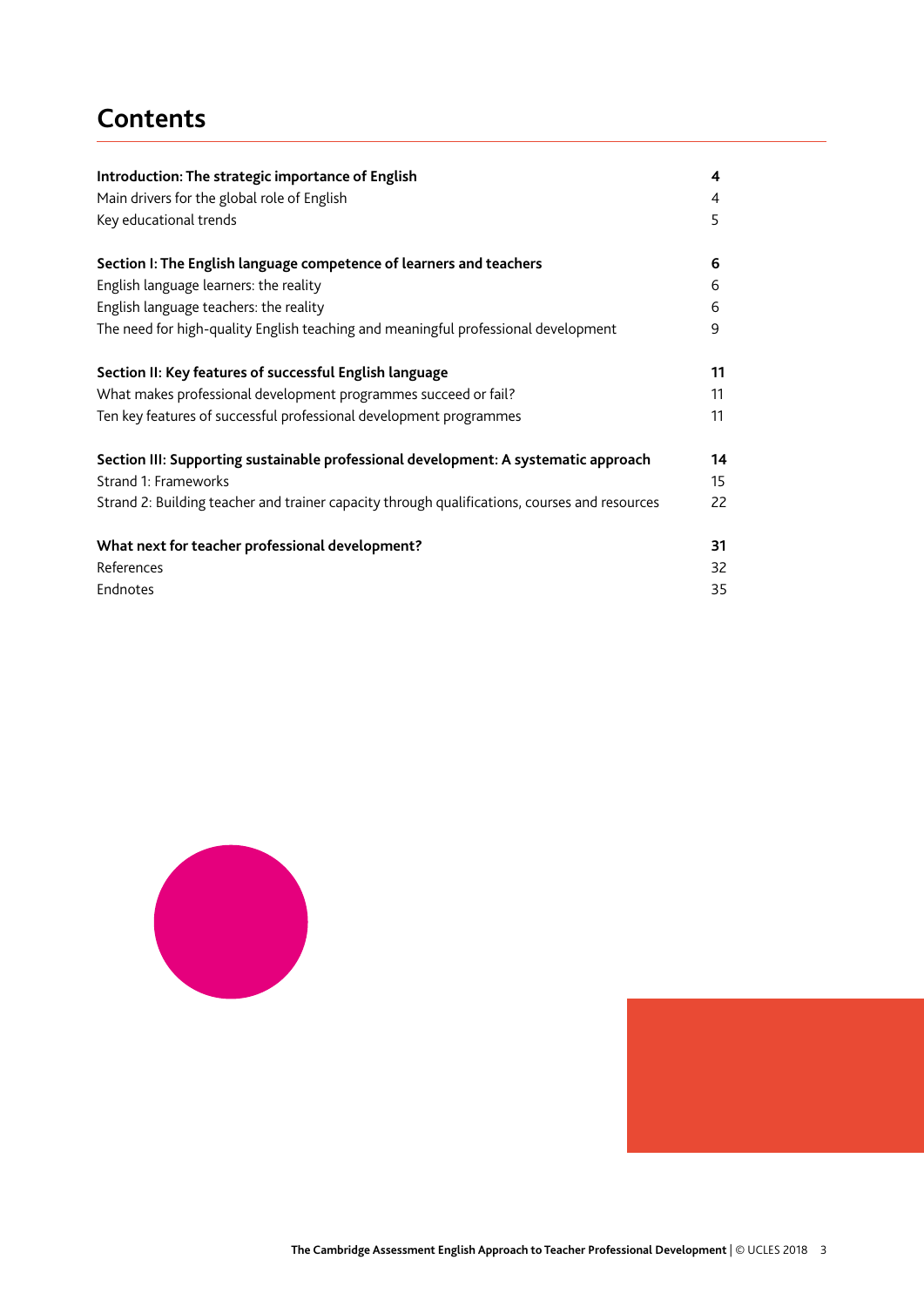# Contents

| | |
|---|---|
| **Introduction: The strategic importance of English** | **4** |
| Main drivers for the global role of English | 4 |
| Key educational trends | 5 |
| **Section I: The English language competence of learners and teachers** | **6** |
| English language learners: the reality | 6 |
| English language teachers: the reality | 6 |
| The need for high-quality English teaching and meaningful professional development | 9 |
| **Section II: Key features of successful English language** | **11** |
| What makes professional development programmes succeed or fail? | 11 |
| Ten key features of successful professional development programmes | 11 |
| **Section III: Supporting sustainable professional development: A systematic approach** | **14** |
| Strand 1: Frameworks | 15 |
| Strand 2: Building teacher and trainer capacity through qualifications, courses and resources | 22 |
| **What next for teacher professional development?** | **31** |
| References | 32 |
| Endnotes | 35 |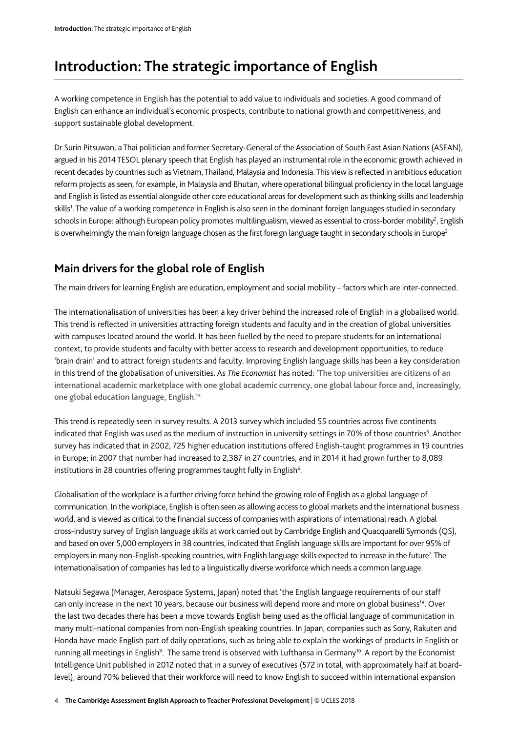# Introduction: The strategic importance of English

A working competence in English has the potential to add value to individuals and societies. A good command of English can enhance an individual's economic prospects, contribute to national growth and competitiveness, and support sustainable global development.

Dr Surin Pitsuwan, a Thai politician and former Secretary-General of the Association of South East Asian Nations (ASEAN), argued in his 2014 TESOL plenary speech that English has played an instrumental role in the economic growth achieved in recent decades by countries such as Vietnam, Thailand, Malaysia and Indonesia. This view is reflected in ambitious education reform projects as seen, for example, in Malaysia and Bhutan, where operational bilingual proficiency in the local language and English is listed as essential alongside other core educational areas for development such as thinking skills and leadership skills[1]. The value of a working competence in English is also seen in the dominant foreign languages studied in secondary schools in Europe: although European policy promotes multilingualism, viewed as essential to cross-border mobility[2], English is overwhelmingly the main foreign language chosen as the first foreign language taught in secondary schools in Europe[3]

## Main drivers for the global role of English

The main drivers for learning English are education, employment and social mobility – factors which are inter-connected.

The internationalisation of universities has been a key driver behind the increased role of English in a globalised world. This trend is reflected in universities attracting foreign students and faculty and in the creation of global universities with campuses located around the world. It has been fuelled by the need to prepare students for an international context, to provide students and faculty with better access to research and development opportunities, to reduce 'brain drain' and to attract foreign students and faculty. Improving English language skills has been a key consideration in this trend of the globalisation of universities. As *The Economist* has noted: **'The top universities are citizens of an international academic marketplace with one global academic currency, one global labour force and, increasingly, one global education language, English.'**[4]

This trend is repeatedly seen in survey results. A 2013 survey which included 55 countries across five continents indicated that English was used as the medium of instruction in university settings in 70% of those countries[5]. Another survey has indicated that in 2002, 725 higher education institutions offered English-taught programmes in 19 countries in Europe; in 2007 that number had increased to 2,387 in 27 countries, and in 2014 it had grown further to 8,089 institutions in 28 countries offering programmes taught fully in English[6].

Globalisation of the workplace is a further driving force behind the growing role of English as a global language of communication. In the workplace, English is often seen as allowing access to global markets and the international business world, and is viewed as critical to the financial success of companies with aspirations of international reach. A global cross-industry survey of English language skills at work carried out by Cambridge English and Quacquarelli Symonds (QS), and based on over 5,000 employers in 38 countries, indicated that English language skills are important for over 95% of employers in many non-English-speaking countries, with English language skills expected to increase in the future[7]. The internationalisation of companies has led to a linguistically diverse workforce which needs a common language.

Natsuki Segawa (Manager, Aerospace Systems, Japan) noted that 'the English language requirements of our staff can only increase in the next 10 years, because our business will depend more and more on global business'[8]. Over the last two decades there has been a move towards English being used as the official language of communication in many multi-national companies from non-English speaking countries. In Japan, companies such as Sony, Rakuten and Honda have made English part of daily operations, such as being able to explain the workings of products in English or running all meetings in English[9]. The same trend is observed with Lufthansa in Germany[10]. A report by the Economist Intelligence Unit published in 2012 noted that in a survey of executives (572 in total, with approximately half at board-level), around 70% believed that their workforce will need to know English to succeed within international expansion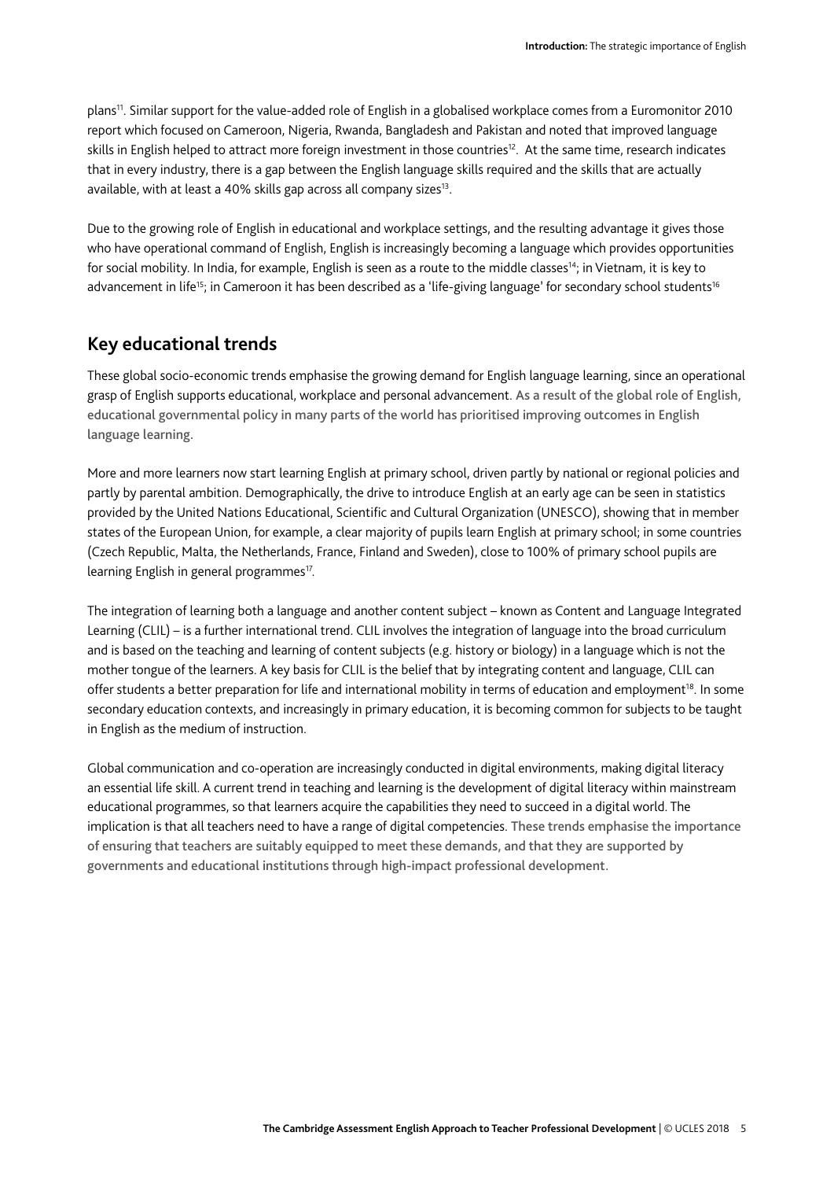plans[11]. Similar support for the value-added role of English in a globalised workplace comes from a Euromonitor 2010 report which focused on Cameroon, Nigeria, Rwanda, Bangladesh and Pakistan and noted that improved language skills in English helped to attract more foreign investment in those countries[12]. At the same time, research indicates that in every industry, there is a gap between the English language skills required and the skills that are actually available, with at least a 40% skills gap across all company sizes[13].

Due to the growing role of English in educational and workplace settings, and the resulting advantage it gives those who have operational command of English, English is increasingly becoming a language which provides opportunities for social mobility. In India, for example, English is seen as a route to the middle classes[14]; in Vietnam, it is key to advancement in life[15]; in Cameroon it has been described as a 'life-giving language' for secondary school students[16]

## Key educational trends

These global socio-economic trends emphasise the growing demand for English language learning, since an operational grasp of English supports educational, workplace and personal advancement. **As a result of the global role of English, educational governmental policy in many parts of the world has prioritised improving outcomes in English language learning.**

More and more learners now start learning English at primary school, driven partly by national or regional policies and partly by parental ambition. Demographically, the drive to introduce English at an early age can be seen in statistics provided by the United Nations Educational, Scientific and Cultural Organization (UNESCO), showing that in member states of the European Union, for example, a clear majority of pupils learn English at primary school; in some countries (Czech Republic, Malta, the Netherlands, France, Finland and Sweden), close to 100% of primary school pupils are learning English in general programmes[17].

The integration of learning both a language and another content subject – known as Content and Language Integrated Learning (CLIL) – is a further international trend. CLIL involves the integration of language into the broad curriculum and is based on the teaching and learning of content subjects (e.g. history or biology) in a language which is not the mother tongue of the learners. A key basis for CLIL is the belief that by integrating content and language, CLIL can offer students a better preparation for life and international mobility in terms of education and employment[18]. In some secondary education contexts, and increasingly in primary education, it is becoming common for subjects to be taught in English as the medium of instruction.

Global communication and co-operation are increasingly conducted in digital environments, making digital literacy an essential life skill. A current trend in teaching and learning is the development of digital literacy within mainstream educational programmes, so that learners acquire the capabilities they need to succeed in a digital world. The implication is that all teachers need to have a range of digital competencies. **These trends emphasise the importance of ensuring that teachers are suitably equipped to meet these demands, and that they are supported by governments and educational institutions through high-impact professional development.**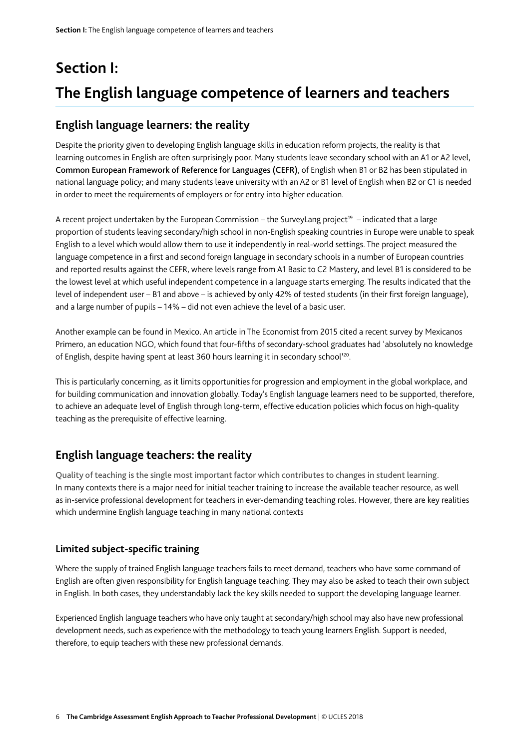# Section I:

# The English language competence of learners and teachers

## English language learners: the reality

Despite the priority given to developing English language skills in education reform projects, the reality is that learning outcomes in English are often surprisingly poor. Many students leave secondary school with an A1 or A2 level, **Common European Framework of Reference for Languages (CEFR)**, of English when B1 or B2 has been stipulated in national language policy; and many students leave university with an A2 or B1 level of English when B2 or C1 is needed in order to meet the requirements of employers or for entry into higher education.

A recent project undertaken by the European Commission – the SurveyLang project[19] – indicated that a large proportion of students leaving secondary/high school in non-English speaking countries in Europe were unable to speak English to a level which would allow them to use it independently in real-world settings. The project measured the language competence in a first and second foreign language in secondary schools in a number of European countries and reported results against the CEFR, where levels range from A1 Basic to C2 Mastery, and level B1 is considered to be the lowest level at which useful independent competence in a language starts emerging. The results indicated that the level of independent user – B1 and above – is achieved by only 42% of tested students (in their first foreign language), and a large number of pupils – 14% – did not even achieve the level of a basic user.

Another example can be found in Mexico. An article in The Economist from 2015 cited a recent survey by Mexicanos Primero, an education NGO, which found that four-fifths of secondary-school graduates had 'absolutely no knowledge of English, despite having spent at least 360 hours learning it in secondary school'[20].

This is particularly concerning, as it limits opportunities for progression and employment in the global workplace, and for building communication and innovation globally. Today's English language learners need to be supported, therefore, to achieve an adequate level of English through long-term, effective education policies which focus on high-quality teaching as the prerequisite of effective learning.

## English language teachers: the reality

**Quality of teaching is the single most important factor which contributes to changes in student learning.** In many contexts there is a major need for initial teacher training to increase the available teacher resource, as well as in-service professional development for teachers in ever-demanding teaching roles. However, there are key realities which undermine English language teaching in many national contexts

### Limited subject-specific training

Where the supply of trained English language teachers fails to meet demand, teachers who have some command of English are often given responsibility for English language teaching. They may also be asked to teach their own subject in English. In both cases, they understandably lack the key skills needed to support the developing language learner.

Experienced English language teachers who have only taught at secondary/high school may also have new professional development needs, such as experience with the methodology to teach young learners English. Support is needed, therefore, to equip teachers with these new professional demands.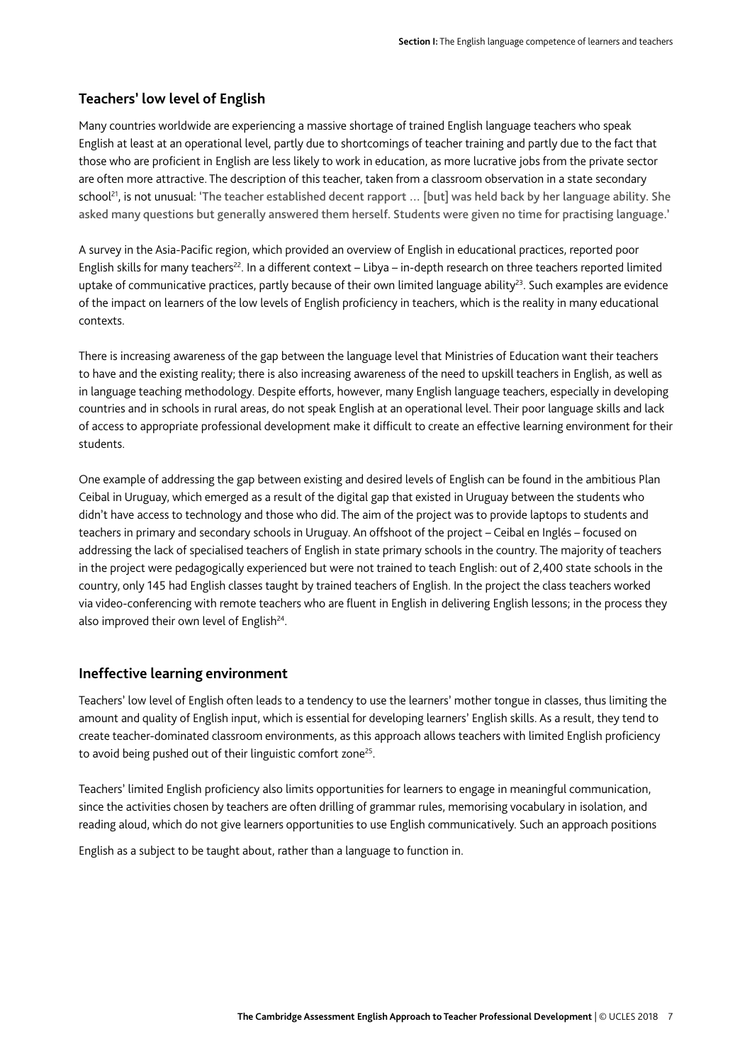## Teachers' low level of English

Many countries worldwide are experiencing a massive shortage of trained English language teachers who speak English at least at an operational level, partly due to shortcomings of teacher training and partly due to the fact that those who are proficient in English are less likely to work in education, as more lucrative jobs from the private sector are often more attractive. The description of this teacher, taken from a classroom observation in a state secondary school[21], is not unusual: **'The teacher established decent rapport … [but] was held back by her language ability. She asked many questions but generally answered them herself. Students were given no time for practising language.'**

A survey in the Asia-Pacific region, which provided an overview of English in educational practices, reported poor English skills for many teachers[22]. In a different context – Libya – in-depth research on three teachers reported limited uptake of communicative practices, partly because of their own limited language ability[23]. Such examples are evidence of the impact on learners of the low levels of English proficiency in teachers, which is the reality in many educational contexts.

There is increasing awareness of the gap between the language level that Ministries of Education want their teachers to have and the existing reality; there is also increasing awareness of the need to upskill teachers in English, as well as in language teaching methodology. Despite efforts, however, many English language teachers, especially in developing countries and in schools in rural areas, do not speak English at an operational level. Their poor language skills and lack of access to appropriate professional development make it difficult to create an effective learning environment for their students.

One example of addressing the gap between existing and desired levels of English can be found in the ambitious Plan Ceibal in Uruguay, which emerged as a result of the digital gap that existed in Uruguay between the students who didn't have access to technology and those who did. The aim of the project was to provide laptops to students and teachers in primary and secondary schools in Uruguay. An offshoot of the project – Ceibal en Inglés – focused on addressing the lack of specialised teachers of English in state primary schools in the country. The majority of teachers in the project were pedagogically experienced but were not trained to teach English: out of 2,400 state schools in the country, only 145 had English classes taught by trained teachers of English. In the project the class teachers worked via video-conferencing with remote teachers who are fluent in English in delivering English lessons; in the process they also improved their own level of English[24].

## Ineffective learning environment

Teachers' low level of English often leads to a tendency to use the learners' mother tongue in classes, thus limiting the amount and quality of English input, which is essential for developing learners' English skills. As a result, they tend to create teacher-dominated classroom environments, as this approach allows teachers with limited English proficiency to avoid being pushed out of their linguistic comfort zone[25].

Teachers' limited English proficiency also limits opportunities for learners to engage in meaningful communication, since the activities chosen by teachers are often drilling of grammar rules, memorising vocabulary in isolation, and reading aloud, which do not give learners opportunities to use English communicatively. Such an approach positions English as a subject to be taught about, rather than a language to function in.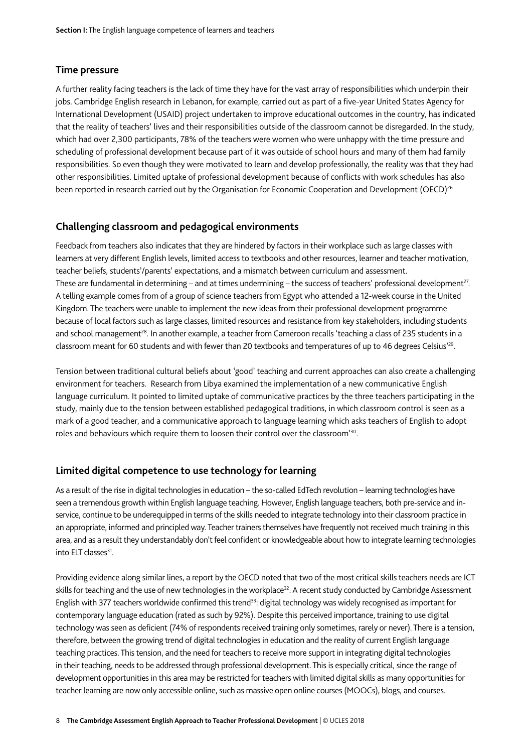## Time pressure

A further reality facing teachers is the lack of time they have for the vast array of responsibilities which underpin their jobs. Cambridge English research in Lebanon, for example, carried out as part of a five-year United States Agency for International Development (USAID) project undertaken to improve educational outcomes in the country, has indicated that the reality of teachers' lives and their responsibilities outside of the classroom cannot be disregarded. In the study, which had over 2,300 participants, 78% of the teachers were women who were unhappy with the time pressure and scheduling of professional development because part of it was outside of school hours and many of them had family responsibilities. So even though they were motivated to learn and develop professionally, the reality was that they had other responsibilities. Limited uptake of professional development because of conflicts with work schedules has also been reported in research carried out by the Organisation for Economic Cooperation and Development (OECD)[26]

## Challenging classroom and pedagogical environments

Feedback from teachers also indicates that they are hindered by factors in their workplace such as large classes with learners at very different English levels, limited access to textbooks and other resources, learner and teacher motivation, teacher beliefs, students'/parents' expectations, and a mismatch between curriculum and assessment. These are fundamental in determining – and at times undermining – the success of teachers' professional development[27]. A telling example comes from of a group of science teachers from Egypt who attended a 12-week course in the United Kingdom. The teachers were unable to implement the new ideas from their professional development programme because of local factors such as large classes, limited resources and resistance from key stakeholders, including students and school management[28]. In another example, a teacher from Cameroon recalls 'teaching a class of 235 students in a classroom meant for 60 students and with fewer than 20 textbooks and temperatures of up to 46 degrees Celsius'[29].

Tension between traditional cultural beliefs about 'good' teaching and current approaches can also create a challenging environment for teachers. Research from Libya examined the implementation of a new communicative English language curriculum. It pointed to limited uptake of communicative practices by the three teachers participating in the study, mainly due to the tension between established pedagogical traditions, in which classroom control is seen as a mark of a good teacher, and a communicative approach to language learning which asks teachers of English to adopt roles and behaviours which require them to loosen their control over the classroom'[30].

## Limited digital competence to use technology for learning

As a result of the rise in digital technologies in education – the so-called EdTech revolution – learning technologies have seen a tremendous growth within English language teaching. However, English language teachers, both pre-service and in-service, continue to be underequipped in terms of the skills needed to integrate technology into their classroom practice in an appropriate, informed and principled way. Teacher trainers themselves have frequently not received much training in this area, and as a result they understandably don't feel confident or knowledgeable about how to integrate learning technologies into ELT classes[31].

Providing evidence along similar lines, a report by the OECD noted that two of the most critical skills teachers needs are ICT skills for teaching and the use of new technologies in the workplace[32]. A recent study conducted by Cambridge Assessment English with 377 teachers worldwide confirmed this trend[33]: digital technology was widely recognised as important for contemporary language education (rated as such by 92%). Despite this perceived importance, training to use digital technology was seen as deficient (74% of respondents received training only sometimes, rarely or never). There is a tension, therefore, between the growing trend of digital technologies in education and the reality of current English language teaching practices. This tension, and the need for teachers to receive more support in integrating digital technologies in their teaching, needs to be addressed through professional development. This is especially critical, since the range of development opportunities in this area may be restricted for teachers with limited digital skills as many opportunities for teacher learning are now only accessible online, such as massive open online courses (MOOCs), blogs, and courses.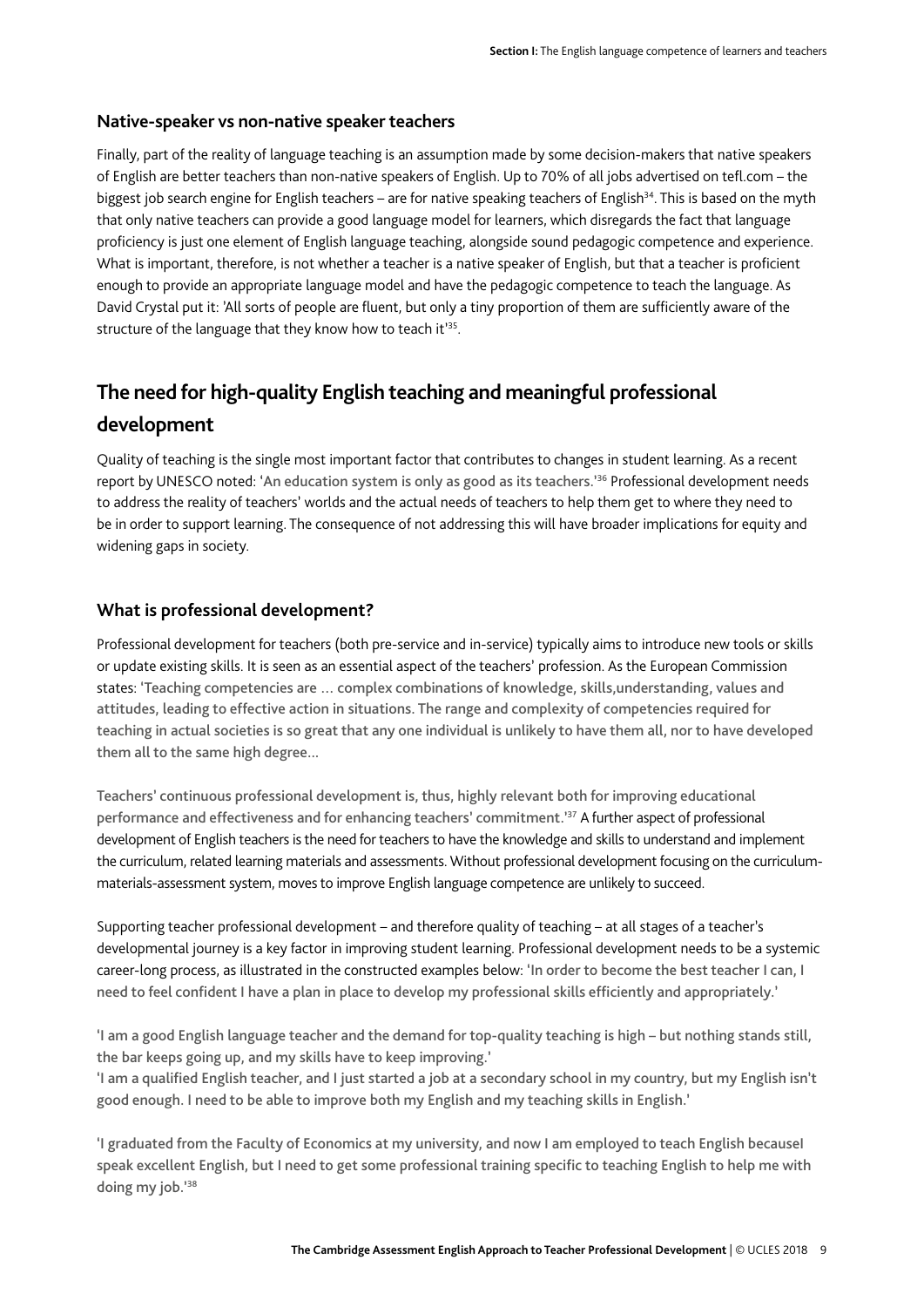### Native-speaker vs non-native speaker teachers

Finally, part of the reality of language teaching is an assumption made by some decision-makers that native speakers of English are better teachers than non-native speakers of English. Up to 70% of all jobs advertised on tefl.com – the biggest job search engine for English teachers – are for native speaking teachers of English[34]. This is based on the myth that only native teachers can provide a good language model for learners, which disregards the fact that language proficiency is just one element of English language teaching, alongside sound pedagogic competence and experience. What is important, therefore, is not whether a teacher is a native speaker of English, but that a teacher is proficient enough to provide an appropriate language model and have the pedagogic competence to teach the language. As David Crystal put it: 'All sorts of people are fluent, but only a tiny proportion of them are sufficiently aware of the structure of the language that they know how to teach it'[35].

## The need for high-quality English teaching and meaningful professional development

Quality of teaching is the single most important factor that contributes to changes in student learning. As a recent report by UNESCO noted: '**An education system is only as good as its teachers.**'[36] Professional development needs to address the reality of teachers' worlds and the actual needs of teachers to help them get to where they need to be in order to support learning. The consequence of not addressing this will have broader implications for equity and widening gaps in society.

### What is professional development?

Professional development for teachers (both pre-service and in-service) typically aims to introduce new tools or skills or update existing skills. It is seen as an essential aspect of the teachers' profession. As the European Commission states: '**Teaching competencies are … complex combinations of knowledge, skills,understanding, values and attitudes, leading to effective action in situations. The range and complexity of competencies required for teaching in actual societies is so great that any one individual is unlikely to have them all, nor to have developed them all to the same high degree…**

**Teachers' continuous professional development is, thus, highly relevant both for improving educational performance and effectiveness and for enhancing teachers' commitment.**'[37] A further aspect of professional development of English teachers is the need for teachers to have the knowledge and skills to understand and implement the curriculum, related learning materials and assessments. Without professional development focusing on the curriculum-materials-assessment system, moves to improve English language competence are unlikely to succeed.

Supporting teacher professional development – and therefore quality of teaching – at all stages of a teacher's developmental journey is a key factor in improving student learning. Professional development needs to be a systemic career-long process, as illustrated in the constructed examples below: '**In order to become the best teacher I can, I need to feel confident I have a plan in place to develop my professional skills efficiently and appropriately.**'

'**I am a good English language teacher and the demand for top-quality teaching is high – but nothing stands still, the bar keeps going up, and my skills have to keep improving.**'
'**I am a qualified English teacher, and I just started a job at a secondary school in my country, but my English isn't good enough. I need to be able to improve both my English and my teaching skills in English.**'

'**I graduated from the Faculty of Economics at my university, and now I am employed to teach English becauseI speak excellent English, but I need to get some professional training specific to teaching English to help me with doing my job.**'[38]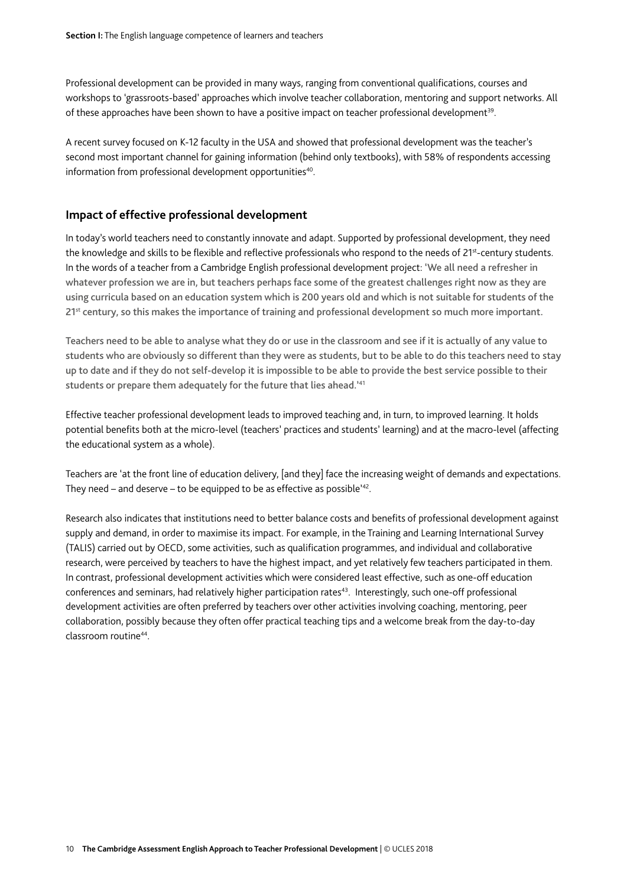Professional development can be provided in many ways, ranging from conventional qualifications, courses and workshops to 'grassroots-based' approaches which involve teacher collaboration, mentoring and support networks. All of these approaches have been shown to have a positive impact on teacher professional development[39].

A recent survey focused on K-12 faculty in the USA and showed that professional development was the teacher's second most important channel for gaining information (behind only textbooks), with 58% of respondents accessing information from professional development opportunities[40].

## Impact of effective professional development

In today's world teachers need to constantly innovate and adapt. Supported by professional development, they need the knowledge and skills to be flexible and reflective professionals who respond to the needs of 21st-century students. In the words of a teacher from a Cambridge English professional development project: **'We all need a refresher in whatever profession we are in, but teachers perhaps face some of the greatest challenges right now as they are using curricula based on an education system which is 200 years old and which is not suitable for students of the 21st century, so this makes the importance of training and professional development so much more important.**

**Teachers need to be able to analyse what they do or use in the classroom and see if it is actually of any value to students who are obviously so different than they were as students, but to be able to do this teachers need to stay up to date and if they do not self-develop it is impossible to be able to provide the best service possible to their students or prepare them adequately for the future that lies ahead.'**[41]

Effective teacher professional development leads to improved teaching and, in turn, to improved learning. It holds potential benefits both at the micro-level (teachers' practices and students' learning) and at the macro-level (affecting the educational system as a whole).

Teachers are 'at the front line of education delivery, [and they] face the increasing weight of demands and expectations. They need – and deserve – to be equipped to be as effective as possible'[42].

Research also indicates that institutions need to better balance costs and benefits of professional development against supply and demand, in order to maximise its impact. For example, in the Training and Learning International Survey (TALIS) carried out by OECD, some activities, such as qualification programmes, and individual and collaborative research, were perceived by teachers to have the highest impact, and yet relatively few teachers participated in them. In contrast, professional development activities which were considered least effective, such as one-off education conferences and seminars, had relatively higher participation rates[43]. Interestingly, such one-off professional development activities are often preferred by teachers over other activities involving coaching, mentoring, peer collaboration, possibly because they often offer practical teaching tips and a welcome break from the day-to-day classroom routine[44].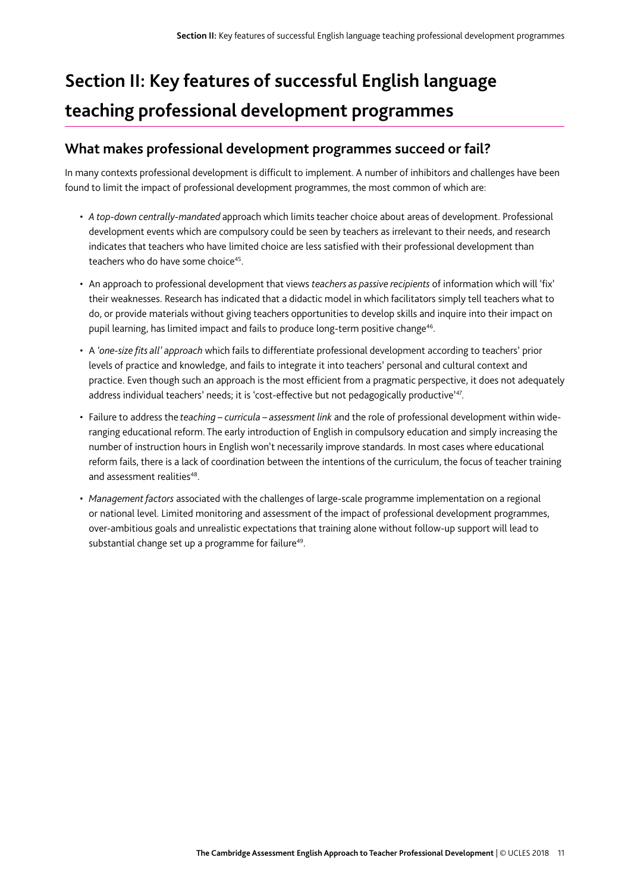# Section II: Key features of successful English language teaching professional development programmes

## What makes professional development programmes succeed or fail?

In many contexts professional development is difficult to implement. A number of inhibitors and challenges have been found to limit the impact of professional development programmes, the most common of which are:

- *A top-down centrally-mandated* approach which limits teacher choice about areas of development. Professional development events which are compulsory could be seen by teachers as irrelevant to their needs, and research indicates that teachers who have limited choice are less satisfied with their professional development than teachers who do have some choice[45].
- An approach to professional development that views *teachers as passive recipients* of information which will 'fix' their weaknesses. Research has indicated that a didactic model in which facilitators simply tell teachers what to do, or provide materials without giving teachers opportunities to develop skills and inquire into their impact on pupil learning, has limited impact and fails to produce long-term positive change[46].
- A *'one-size fits all' approach* which fails to differentiate professional development according to teachers' prior levels of practice and knowledge, and fails to integrate it into teachers' personal and cultural context and practice. Even though such an approach is the most efficient from a pragmatic perspective, it does not adequately address individual teachers' needs; it is 'cost-effective but not pedagogically productive'[47].
- Failure to address the *teaching – curricula – assessment link* and the role of professional development within wide-ranging educational reform. The early introduction of English in compulsory education and simply increasing the number of instruction hours in English won't necessarily improve standards. In most cases where educational reform fails, there is a lack of coordination between the intentions of the curriculum, the focus of teacher training and assessment realities[48].
- *Management factors* associated with the challenges of large-scale programme implementation on a regional or national level. Limited monitoring and assessment of the impact of professional development programmes, over-ambitious goals and unrealistic expectations that training alone without follow-up support will lead to substantial change set up a programme for failure[49].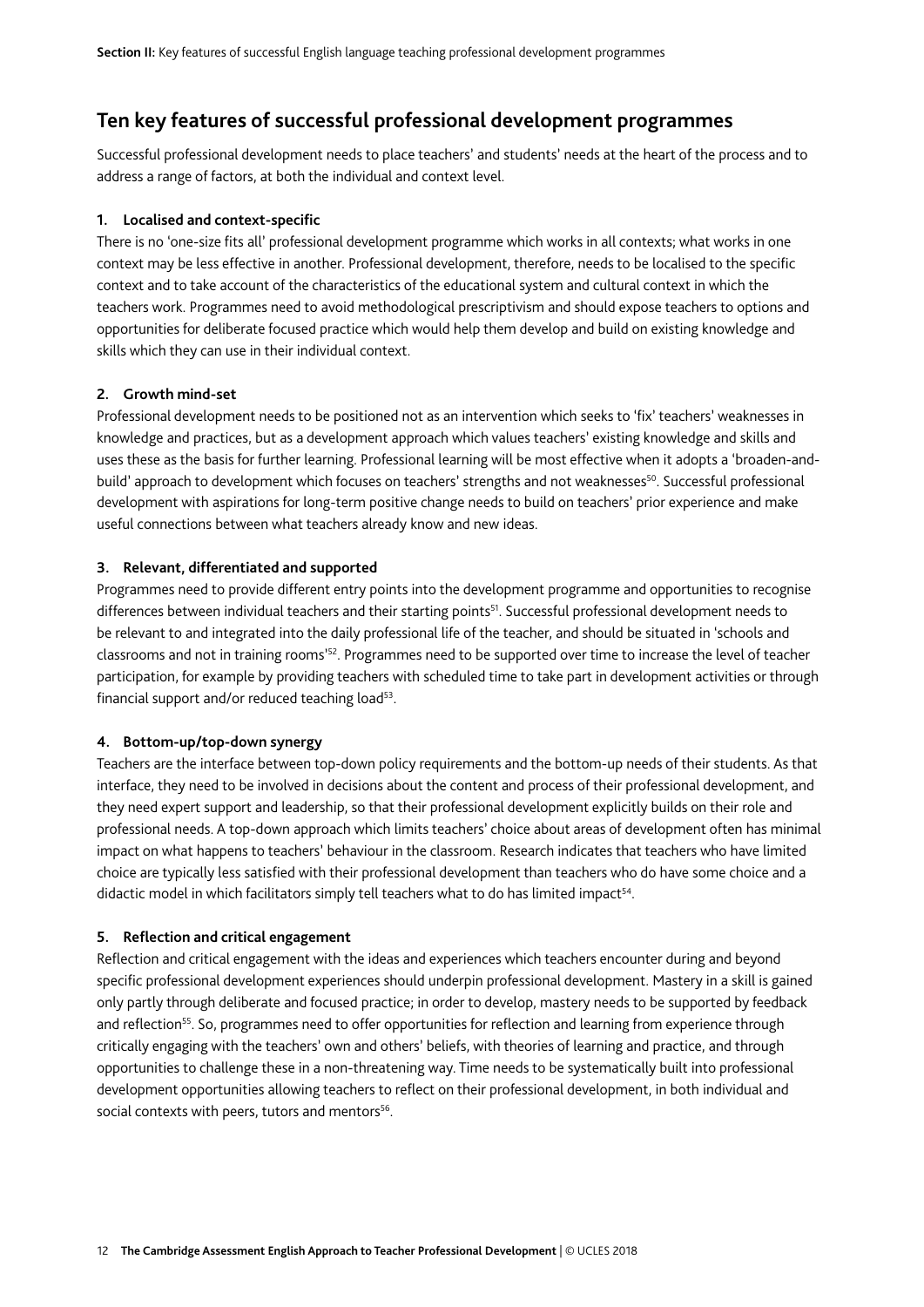## Ten key features of successful professional development programmes

Successful professional development needs to place teachers' and students' needs at the heart of the process and to address a range of factors, at both the individual and context level.

**1. Localised and context-specific**

There is no 'one-size fits all' professional development programme which works in all contexts; what works in one context may be less effective in another. Professional development, therefore, needs to be localised to the specific context and to take account of the characteristics of the educational system and cultural context in which the teachers work. Programmes need to avoid methodological prescriptivism and should expose teachers to options and opportunities for deliberate focused practice which would help them develop and build on existing knowledge and skills which they can use in their individual context.

**2. Growth mind-set**

Professional development needs to be positioned not as an intervention which seeks to 'fix' teachers' weaknesses in knowledge and practices, but as a development approach which values teachers' existing knowledge and skills and uses these as the basis for further learning. Professional learning will be most effective when it adopts a 'broaden-and-build' approach to development which focuses on teachers' strengths and not weaknesses[50]. Successful professional development with aspirations for long-term positive change needs to build on teachers' prior experience and make useful connections between what teachers already know and new ideas.

**3. Relevant, differentiated and supported**

Programmes need to provide different entry points into the development programme and opportunities to recognise differences between individual teachers and their starting points[51]. Successful professional development needs to be relevant to and integrated into the daily professional life of the teacher, and should be situated in 'schools and classrooms and not in training rooms'[52]. Programmes need to be supported over time to increase the level of teacher participation, for example by providing teachers with scheduled time to take part in development activities or through financial support and/or reduced teaching load[53].

**4. Bottom-up/top-down synergy**

Teachers are the interface between top-down policy requirements and the bottom-up needs of their students. As that interface, they need to be involved in decisions about the content and process of their professional development, and they need expert support and leadership, so that their professional development explicitly builds on their role and professional needs. A top-down approach which limits teachers' choice about areas of development often has minimal impact on what happens to teachers' behaviour in the classroom. Research indicates that teachers who have limited choice are typically less satisfied with their professional development than teachers who do have some choice and a didactic model in which facilitators simply tell teachers what to do has limited impact[54].

**5. Reflection and critical engagement**

Reflection and critical engagement with the ideas and experiences which teachers encounter during and beyond specific professional development experiences should underpin professional development. Mastery in a skill is gained only partly through deliberate and focused practice; in order to develop, mastery needs to be supported by feedback and reflection[55]. So, programmes need to offer opportunities for reflection and learning from experience through critically engaging with the teachers' own and others' beliefs, with theories of learning and practice, and through opportunities to challenge these in a non-threatening way. Time needs to be systematically built into professional development opportunities allowing teachers to reflect on their professional development, in both individual and social contexts with peers, tutors and mentors[56].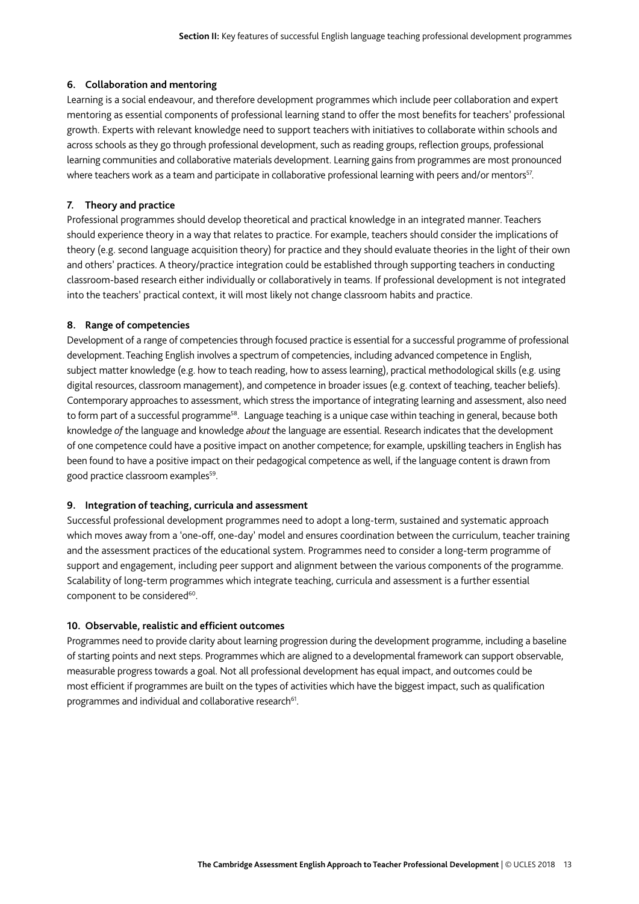#### 6. Collaboration and mentoring

Learning is a social endeavour, and therefore development programmes which include peer collaboration and expert mentoring as essential components of professional learning stand to offer the most benefits for teachers' professional growth. Experts with relevant knowledge need to support teachers with initiatives to collaborate within schools and across schools as they go through professional development, such as reading groups, reflection groups, professional learning communities and collaborative materials development. Learning gains from programmes are most pronounced where teachers work as a team and participate in collaborative professional learning with peers and/or mentors[57].

#### 7. Theory and practice

Professional programmes should develop theoretical and practical knowledge in an integrated manner. Teachers should experience theory in a way that relates to practice. For example, teachers should consider the implications of theory (e.g. second language acquisition theory) for practice and they should evaluate theories in the light of their own and others' practices. A theory/practice integration could be established through supporting teachers in conducting classroom-based research either individually or collaboratively in teams. If professional development is not integrated into the teachers' practical context, it will most likely not change classroom habits and practice.

#### 8. Range of competencies

Development of a range of competencies through focused practice is essential for a successful programme of professional development. Teaching English involves a spectrum of competencies, including advanced competence in English, subject matter knowledge (e.g. how to teach reading, how to assess learning), practical methodological skills (e.g. using digital resources, classroom management), and competence in broader issues (e.g. context of teaching, teacher beliefs). Contemporary approaches to assessment, which stress the importance of integrating learning and assessment, also need to form part of a successful programme[58]. Language teaching is a unique case within teaching in general, because both knowledge *of* the language and knowledge *about* the language are essential. Research indicates that the development of one competence could have a positive impact on another competence; for example, upskilling teachers in English has been found to have a positive impact on their pedagogical competence as well, if the language content is drawn from good practice classroom examples[59].

#### 9. Integration of teaching, curricula and assessment

Successful professional development programmes need to adopt a long-term, sustained and systematic approach which moves away from a 'one-off, one-day' model and ensures coordination between the curriculum, teacher training and the assessment practices of the educational system. Programmes need to consider a long-term programme of support and engagement, including peer support and alignment between the various components of the programme. Scalability of long-term programmes which integrate teaching, curricula and assessment is a further essential component to be considered[60].

#### 10. Observable, realistic and efficient outcomes

Programmes need to provide clarity about learning progression during the development programme, including a baseline of starting points and next steps. Programmes which are aligned to a developmental framework can support observable, measurable progress towards a goal. Not all professional development has equal impact, and outcomes could be most efficient if programmes are built on the types of activities which have the biggest impact, such as qualification programmes and individual and collaborative research[61].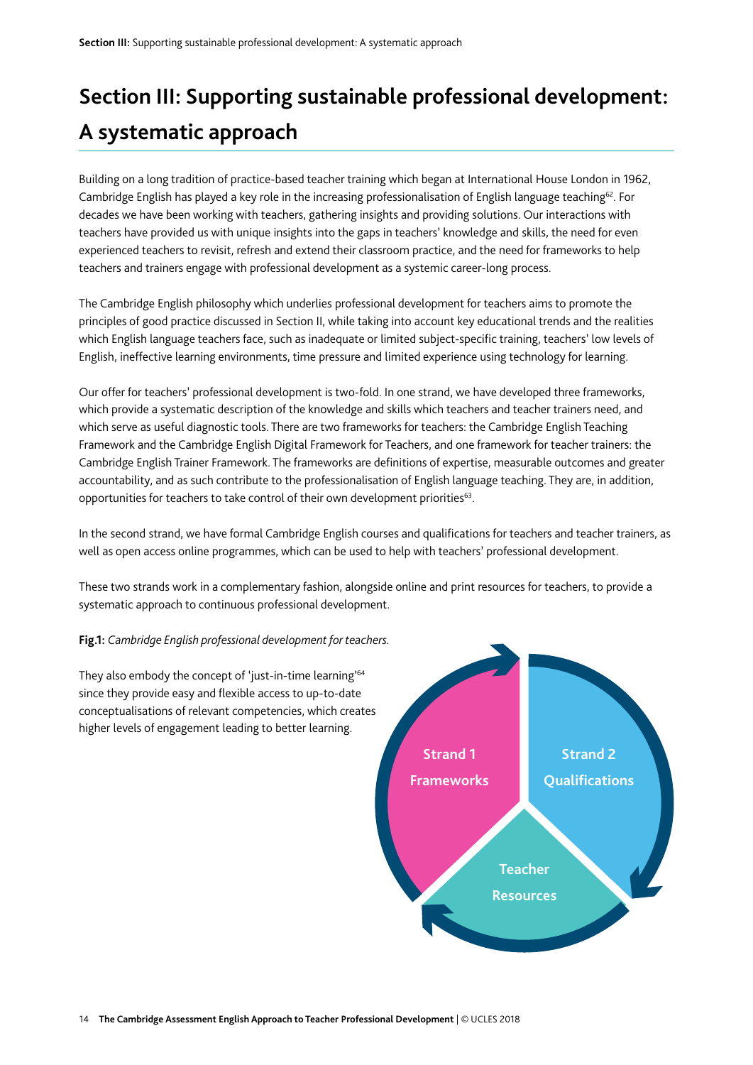# Section III: Supporting sustainable professional development: A systematic approach

Building on a long tradition of practice-based teacher training which began at International House London in 1962, Cambridge English has played a key role in the increasing professionalisation of English language teaching[62]. For decades we have been working with teachers, gathering insights and providing solutions. Our interactions with teachers have provided us with unique insights into the gaps in teachers' knowledge and skills, the need for even experienced teachers to revisit, refresh and extend their classroom practice, and the need for frameworks to help teachers and trainers engage with professional development as a systemic career-long process.

The Cambridge English philosophy which underlies professional development for teachers aims to promote the principles of good practice discussed in Section II, while taking into account key educational trends and the realities which English language teachers face, such as inadequate or limited subject-specific training, teachers' low levels of English, ineffective learning environments, time pressure and limited experience using technology for learning.

Our offer for teachers' professional development is two-fold. In one strand, we have developed three frameworks, which provide a systematic description of the knowledge and skills which teachers and teacher trainers need, and which serve as useful diagnostic tools. There are two frameworks for teachers: the Cambridge English Teaching Framework and the Cambridge English Digital Framework for Teachers, and one framework for teacher trainers: the Cambridge English Trainer Framework. The frameworks are definitions of expertise, measurable outcomes and greater accountability, and as such contribute to the professionalisation of English language teaching. They are, in addition, opportunities for teachers to take control of their own development priorities[63].

In the second strand, we have formal Cambridge English courses and qualifications for teachers and teacher trainers, as well as open access online programmes, which can be used to help with teachers' professional development.

These two strands work in a complementary fashion, alongside online and print resources for teachers, to provide a systematic approach to continuous professional development.

**Fig.1:** *Cambridge English professional development for teachers.*

Strand 1 Frameworks

Strand 2 Qualifications

Teacher Resources

They also embody the concept of 'just-in-time learning'[64] since they provide easy and flexible access to up-to-date conceptualisations of relevant competencies, which creates higher levels of engagement leading to better learning.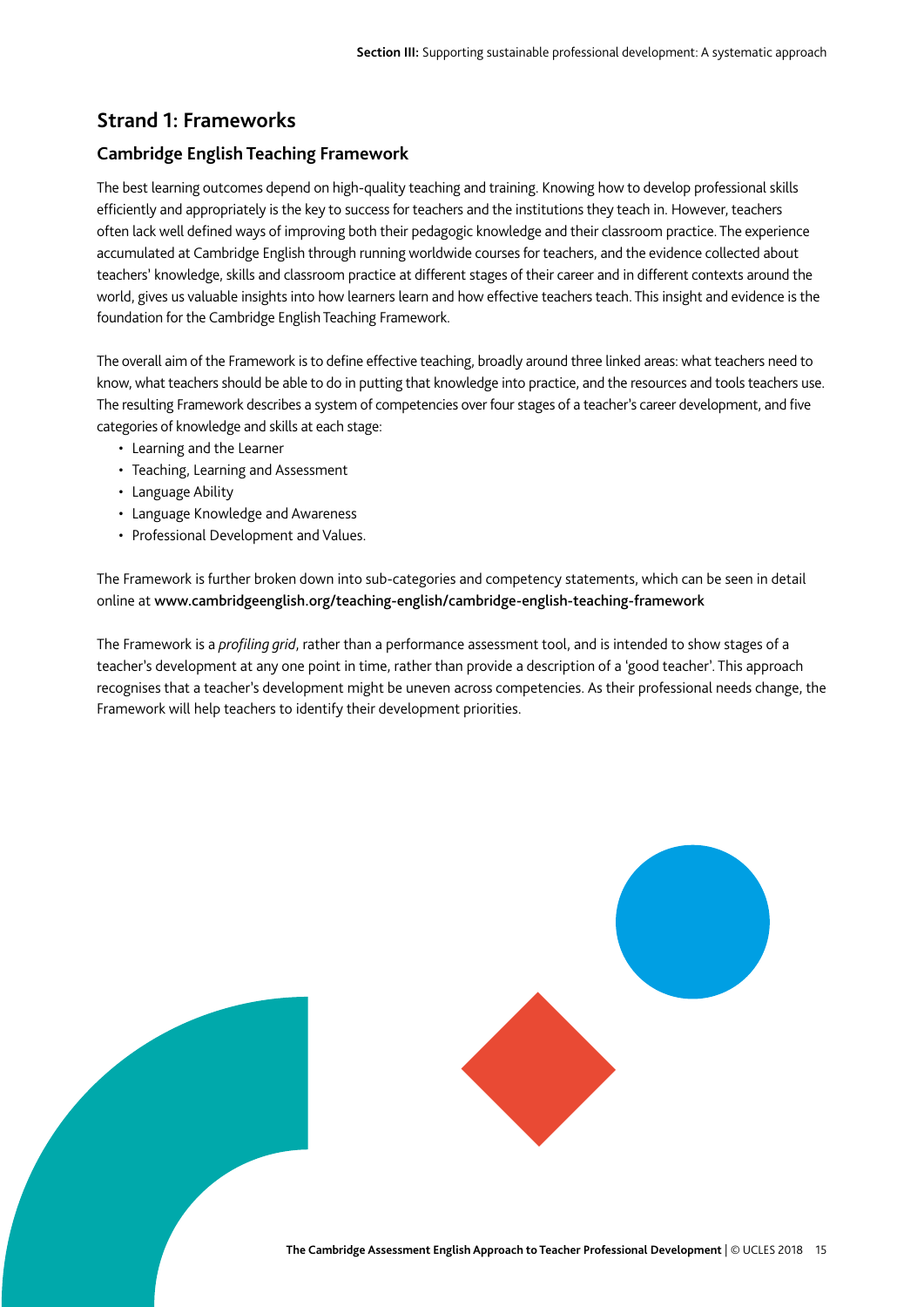## Strand 1: Frameworks

### Cambridge English Teaching Framework

The best learning outcomes depend on high-quality teaching and training. Knowing how to develop professional skills efficiently and appropriately is the key to success for teachers and the institutions they teach in. However, teachers often lack well defined ways of improving both their pedagogic knowledge and their classroom practice. The experience accumulated at Cambridge English through running worldwide courses for teachers, and the evidence collected about teachers' knowledge, skills and classroom practice at different stages of their career and in different contexts around the world, gives us valuable insights into how learners learn and how effective teachers teach. This insight and evidence is the foundation for the Cambridge English Teaching Framework.

The overall aim of the Framework is to define effective teaching, broadly around three linked areas: what teachers need to know, what teachers should be able to do in putting that knowledge into practice, and the resources and tools teachers use. The resulting Framework describes a system of competencies over four stages of a teacher's career development, and five categories of knowledge and skills at each stage:

- Learning and the Learner
- Teaching, Learning and Assessment
- Language Ability
- Language Knowledge and Awareness
- Professional Development and Values.

The Framework is further broken down into sub-categories and competency statements, which can be seen in detail online at **www.cambridgeenglish.org/teaching-english/cambridge-english-teaching-framework**

The Framework is a *profiling grid*, rather than a performance assessment tool, and is intended to show stages of a teacher's development at any one point in time, rather than provide a description of a 'good teacher'. This approach recognises that a teacher's development might be uneven across competencies. As their professional needs change, the Framework will help teachers to identify their development priorities.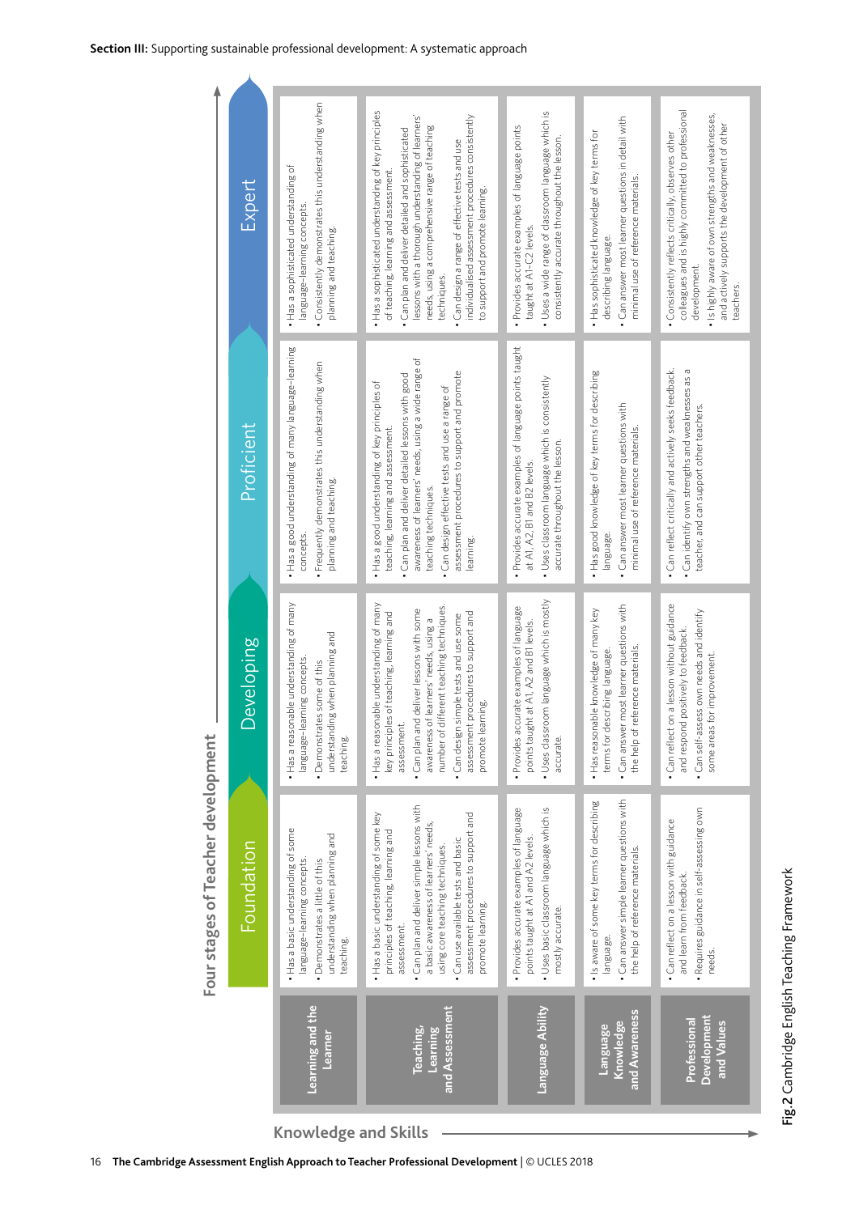| Knowledge and Skills | Foundation | Developing | Proficient | Expert |
|---|---|---|---|---|
| **Learning and the Learner** | • Has a basic understanding of some language-learning concepts.<br>• Demonstrates a little of this understanding when planning and teaching. | • Has a reasonable understanding of many language-learning concepts.<br>• Demonstrates some of this understanding when planning and teaching. | • Has a good understanding of many language-learning concepts.<br>• Frequently demonstrates this understanding when planning and teaching. | • Has a sophisticated understanding of language-learning concepts.<br>• Consistently demonstrates this understanding when planning and teaching. |
| **Teaching, Learning and Assessment** | • Has a basic understanding of some key principles of teaching, learning and assessment.<br>• Can plan and deliver simple lessons with a basic awareness of learners' needs, using core teaching techniques.<br>• Can use available tests and basic assessment procedures to support and promote learning. | • Has a reasonable understanding of many key principles of teaching, learning and assessment.<br>• Can plan and deliver lessons with some awareness of learners' needs, using a number of different teaching techniques.<br>• Can design simple tests and use some assessment procedures to support and promote learning. | • Has a good understanding of key principles of teaching, learning and assessment.<br>• Can plan and deliver detailed lessons with good awareness of learners' needs, using a wide range of teaching techniques.<br>• Can design effective tests and use a range of assessment procedures to support and promote learning. | • Has a sophisticated understanding of key principles of teaching, learning and assessment.<br>• Can plan and deliver detailed and sophisticated lessons with a thorough understanding of learners' needs, using a comprehensive range of teaching techniques.<br>• Can design a range of effective tests and use individualised assessment procedures consistently to support and promote learning. |
| **Language Ability** | • Provides accurate examples of language points taught at A1 and A2 levels.<br>• Uses basic classroom language which is mostly accurate. | • Provides accurate examples of language points taught at A1, A2 and B1 levels.<br>• Uses classroom language which is mostly accurate. | • Provides accurate examples of language points taught at A1, A2, B1 and B2 levels.<br>• Uses classroom language which is consistently accurate throughout the lesson. | • Provides accurate examples of language points taught at A1–C2 levels.<br>• Uses a wide range of classroom language which is consistently accurate throughout the lesson. |
| **Language Knowledge and Awareness** | • Is aware of some key terms for describing language.<br>• Can answer simple learner questions with the help of reference materials. | • Has reasonable knowledge of many key terms for describing language.<br>• Can answer most learner questions with the help of reference materials. | • Has good knowledge of key terms for describing language.<br>• Can answer most learner questions with minimal use of reference materials. | • Has sophisticated knowledge of key terms for describing language.<br>• Can answer most learner questions in detail with minimal use of reference materials. |
| **Professional Development and Values** | • Can reflect on a lesson with guidance and learn from feedback.<br>• Requires guidance in self-assessing own needs. | • Can reflect on a lesson without guidance and respond positively to feedback.<br>• Can self-assess own needs and identify some areas for improvement. | • Can reflect critically and actively seeks feedback.<br>• Can identify own strengths and weaknesses as a teacher, and can support other teachers. | • Consistently reflects critically, observes other colleagues and is highly committed to professional development.<br>• Is highly aware of own strengths and weaknesses, and actively supports the development of other teachers. |

Four stages of Teacher development

**Fig.2** Cambridge English Teaching Framework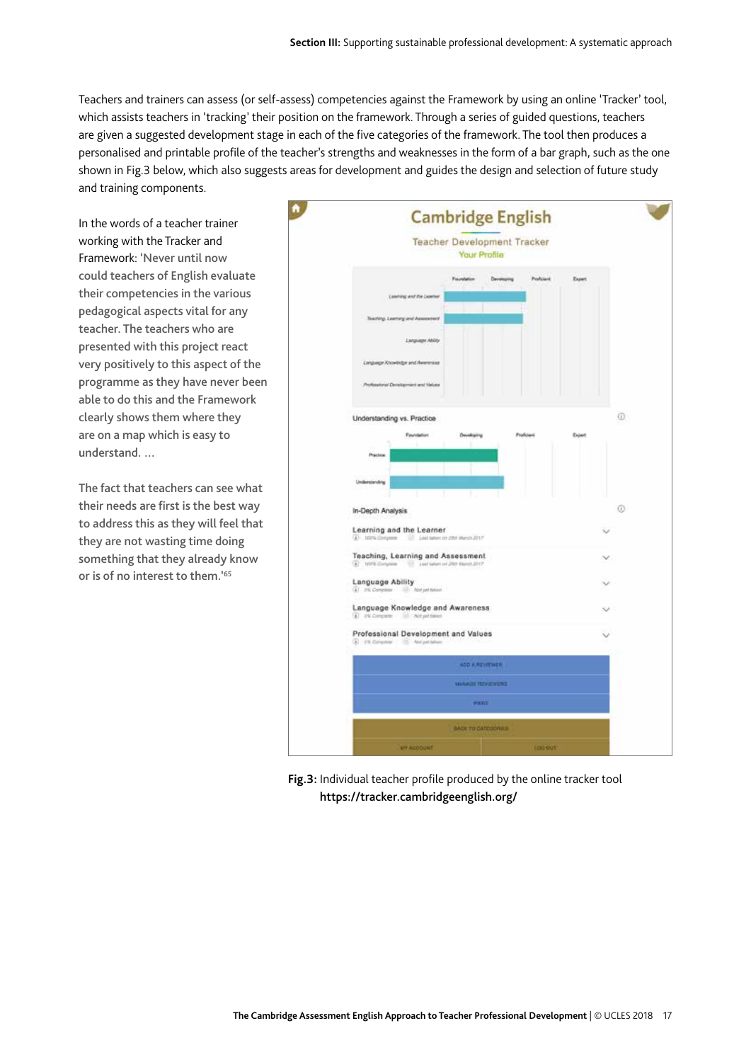Teachers and trainers can assess (or self-assess) competencies against the Framework by using an online 'Tracker' tool, which assists teachers in 'tracking' their position on the framework. Through a series of guided questions, teachers are given a suggested development stage in each of the five categories of the framework. The tool then produces a personalised and printable profile of the teacher's strengths and weaknesses in the form of a bar graph, such as the one shown in Fig.3 below, which also suggests areas for development and guides the design and selection of future study and training components.

In the words of a teacher trainer working with the Tracker and Framework: 'Never until now could teachers of English evaluate their competencies in the various pedagogical aspects vital for any teacher. The teachers who are presented with this project react very positively to this aspect of the programme as they have never been able to do this and the Framework clearly shows them where they are on a map which is easy to understand. …

The fact that teachers can see what their needs are first is the best way to address this as they will feel that they are not wasting time doing something that they already know or is of no interest to them.'[65]

**Fig.3:** Individual teacher profile produced by the online tracker tool https://tracker.cambridgeenglish.org/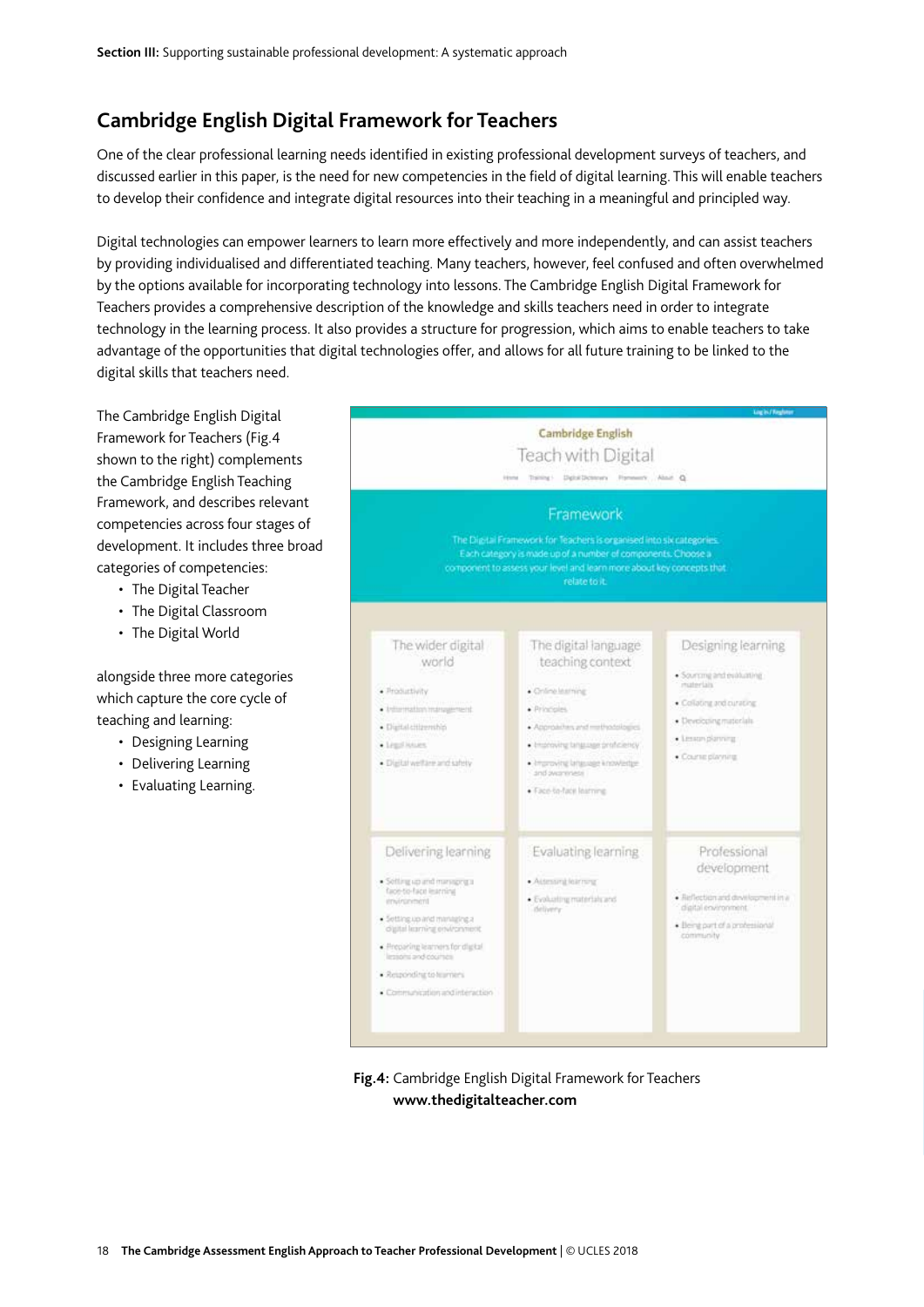## Cambridge English Digital Framework for Teachers

One of the clear professional learning needs identified in existing professional development surveys of teachers, and discussed earlier in this paper, is the need for new competencies in the field of digital learning. This will enable teachers to develop their confidence and integrate digital resources into their teaching in a meaningful and principled way.

Digital technologies can empower learners to learn more effectively and more independently, and can assist teachers by providing individualised and differentiated teaching. Many teachers, however, feel confused and often overwhelmed by the options available for incorporating technology into lessons. The Cambridge English Digital Framework for Teachers provides a comprehensive description of the knowledge and skills teachers need in order to integrate technology in the learning process. It also provides a structure for progression, which aims to enable teachers to take advantage of the opportunities that digital technologies offer, and allows for all future training to be linked to the digital skills that teachers need.

The Cambridge English Digital Framework for Teachers (Fig.4 shown to the right) complements the Cambridge English Teaching Framework, and describes relevant competencies across four stages of development. It includes three broad categories of competencies:

- The Digital Teacher
- The Digital Classroom
- The Digital World

alongside three more categories which capture the core cycle of teaching and learning:

- Designing Learning
- Delivering Learning
- Evaluating Learning.

Fig.4: Cambridge English Digital Framework for Teachers
**www.thedigitalteacher.com**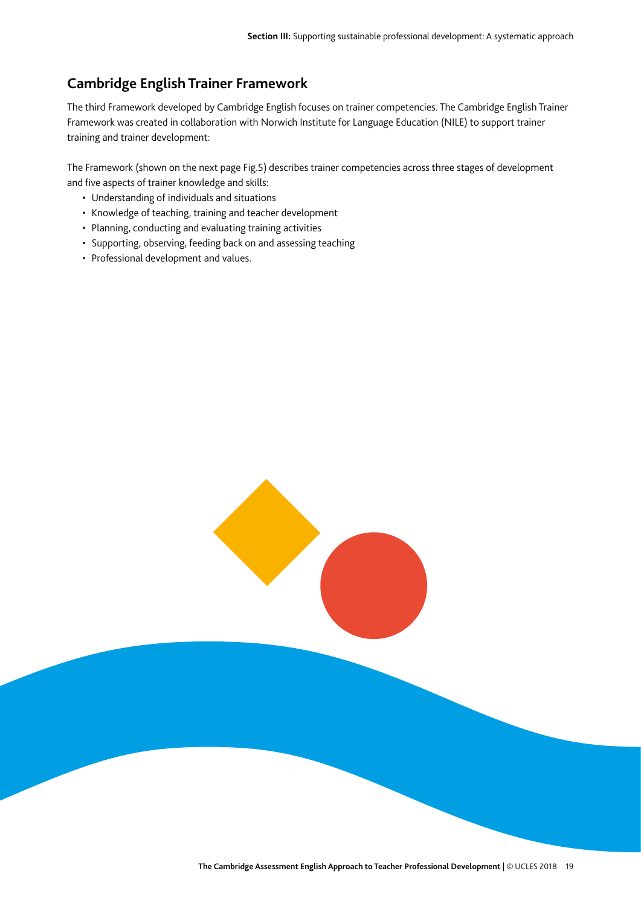## Cambridge English Trainer Framework

The third Framework developed by Cambridge English focuses on trainer competencies. The Cambridge English Trainer Framework was created in collaboration with Norwich Institute for Language Education (NILE) to support trainer training and trainer development:

The Framework (shown on the next page Fig.5) describes trainer competencies across three stages of development and five aspects of trainer knowledge and skills:

- Understanding of individuals and situations
- Knowledge of teaching, training and teacher development
- Planning, conducting and evaluating training activities
- Supporting, observing, feeding back on and assessing teaching
- Professional development and values.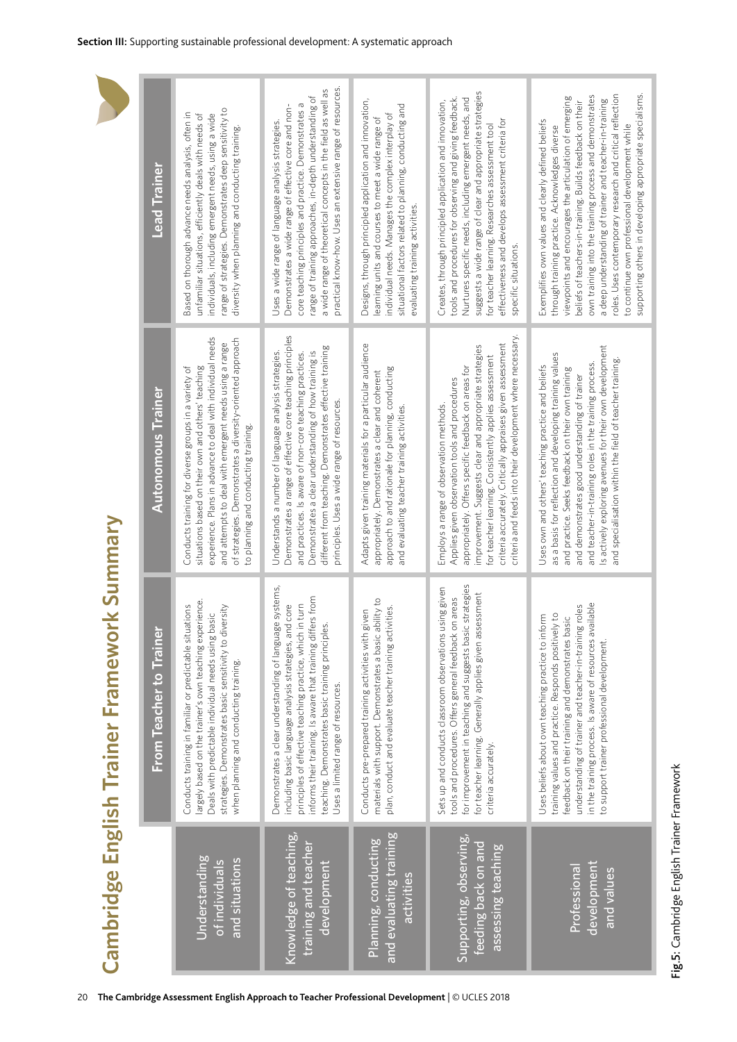# Cambridge English Trainer Framework Summary

| | From Teacher to Trainer | Autonomous Trainer | Lead Trainer |
|---|---|---|---|
| Understanding of individuals and situations | Conducts training in familiar or predictable situations largely based on the trainer's own teaching experience. Deals with predictable individual needs using basic strategies. Demonstrates basic sensitivity to diversity when planning and conducting training. | Conducts training for diverse groups in a variety of situations based on their own and others' teaching experience. Plans in advance to deal with individual needs and attempts to deal with emergent needs using a range of strategies. Demonstrates a diversity-oriented approach to planning and conducting training. | Based on thorough advance needs analysis, often in unfamiliar situations, efficiently deals with needs of individuals, including emergent needs, using a wide range of strategies. Demonstrates deep sensitivity to diversity when planning and conducting training. |
| Knowledge of teaching, training and teacher development | Demonstrates a clear understanding of language systems, including basic language analysis strategies, and core principles of effective teaching practice, which in turn informs their training. Is aware that training differs from teaching. Demonstrates basic training principles. Uses a limited range of resources. | Understands a number of language analysis strategies. Demonstrates a range of effective core teaching principles and practices. Is aware of non-core teaching practices. Demonstrates a clear understanding of how training is different from teaching. Demonstrates effective training principles. Uses a wide range of resources. | Uses a wide range of language analysis strategies. Demonstrates a wide range of effective core and non-core teaching principles and practice. Demonstrates a range of training approaches, in-depth understanding of a wide range of theoretical concepts in the field as well as practical know-how. Uses an extensive range of resources. |
| Planning, conducting and evaluating training activities | Conducts pre-prepared training activities with given materials with support. Demonstrates a basic ability to plan, conduct and evaluate teacher training activities. | Adapts given training materials for a particular audience appropriately. Demonstrates a clear and coherent approach to and rationale for planning, conducting and evaluating teacher training activities. | Designs, through principled application and innovation, learning units and courses to meet a wide range of individual needs. Manages the complex interplay of situational factors related to planning, conducting and evaluating training activities. |
| Supporting, observing, feeding back on and assessing teaching | Sets up and conducts classroom observations using given tools and procedures. Offers general feedback on areas for improvement in teaching and suggests basic strategies for teacher learning. Generally applies given assessment criteria accurately. | Employs a range of observation methods. Applies given observation tools and procedures appropriately. Offers specific feedback on areas for improvement. Suggests clear and appropriate strategies for teacher learning. Consistently applies assessment criteria accurately. Critically appraises given assessment criteria and feeds into their development where necessary. | Creates, through principled application and innovation, tools and procedures for observing and giving feedback. Nurtures specific needs, including emergent needs, and suggests a wide range of clear and appropriate strategies for teacher learning. Researches assessment tool effectiveness and develops assessment criteria for specific situations. |
| Professional development and values | Uses beliefs about own teaching practice to inform training values and practice. Responds positively to feedback on their training and demonstrates basic understanding of trainer and teacher-in-training roles in the training process. Is aware of resources available to support trainer professional development. | Uses own and others' teaching practice and beliefs as a basis for reflection and developing training values and practice. Seeks feedback on their own training and demonstrates good understanding of trainer and teacher-in-training roles in the training process. Is actively exploring avenues for their own development and specialisation within the field of teacher training. | Exemplifies own values and clearly defined beliefs through training practice. Acknowledges diverse viewpoints and encourages the articulation of emerging beliefs of teachers-in-training. Builds feedback on their own training into the training process and demonstrates a deep understanding of trainer and teacher-in-training roles. Uses contemporary research and critical reflection to continue own professional development while supporting others in developing appropriate specialisms. |

**Fig.5:** Cambridge English Trainer Framework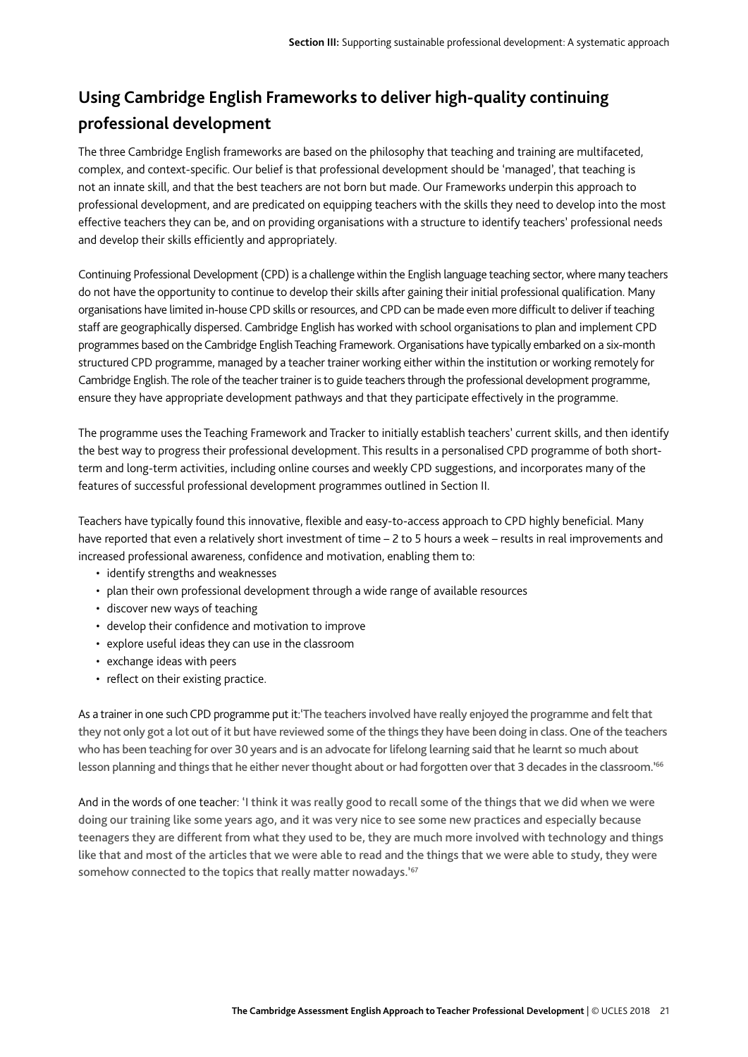## Using Cambridge English Frameworks to deliver high-quality continuing professional development

The three Cambridge English frameworks are based on the philosophy that teaching and training are multifaceted, complex, and context-specific. Our belief is that professional development should be 'managed', that teaching is not an innate skill, and that the best teachers are not born but made. Our Frameworks underpin this approach to professional development, and are predicated on equipping teachers with the skills they need to develop into the most effective teachers they can be, and on providing organisations with a structure to identify teachers' professional needs and develop their skills efficiently and appropriately.

Continuing Professional Development (CPD) is a challenge within the English language teaching sector, where many teachers do not have the opportunity to continue to develop their skills after gaining their initial professional qualification. Many organisations have limited in-house CPD skills or resources, and CPD can be made even more difficult to deliver if teaching staff are geographically dispersed. Cambridge English has worked with school organisations to plan and implement CPD programmes based on the Cambridge English Teaching Framework. Organisations have typically embarked on a six-month structured CPD programme, managed by a teacher trainer working either within the institution or working remotely for Cambridge English. The role of the teacher trainer is to guide teachers through the professional development programme, ensure they have appropriate development pathways and that they participate effectively in the programme.

The programme uses the Teaching Framework and Tracker to initially establish teachers' current skills, and then identify the best way to progress their professional development. This results in a personalised CPD programme of both short-term and long-term activities, including online courses and weekly CPD suggestions, and incorporates many of the features of successful professional development programmes outlined in Section II.

Teachers have typically found this innovative, flexible and easy-to-access approach to CPD highly beneficial. Many have reported that even a relatively short investment of time – 2 to 5 hours a week – results in real improvements and increased professional awareness, confidence and motivation, enabling them to:

- identify strengths and weaknesses
- plan their own professional development through a wide range of available resources
- discover new ways of teaching
- develop their confidence and motivation to improve
- explore useful ideas they can use in the classroom
- exchange ideas with peers
- reflect on their existing practice.

As a trainer in one such CPD programme put it: **'The teachers involved have really enjoyed the programme and felt that they not only got a lot out of it but have reviewed some of the things they have been doing in class. One of the teachers who has been teaching for over 30 years and is an advocate for lifelong learning said that he learnt so much about lesson planning and things that he either never thought about or had forgotten over that 3 decades in the classroom.'**[66]

And in the words of one teacher: **'I think it was really good to recall some of the things that we did when we were doing our training like some years ago, and it was very nice to see some new practices and especially because teenagers they are different from what they used to be, they are much more involved with technology and things like that and most of the articles that we were able to read and the things that we were able to study, they were somehow connected to the topics that really matter nowadays.'**[67]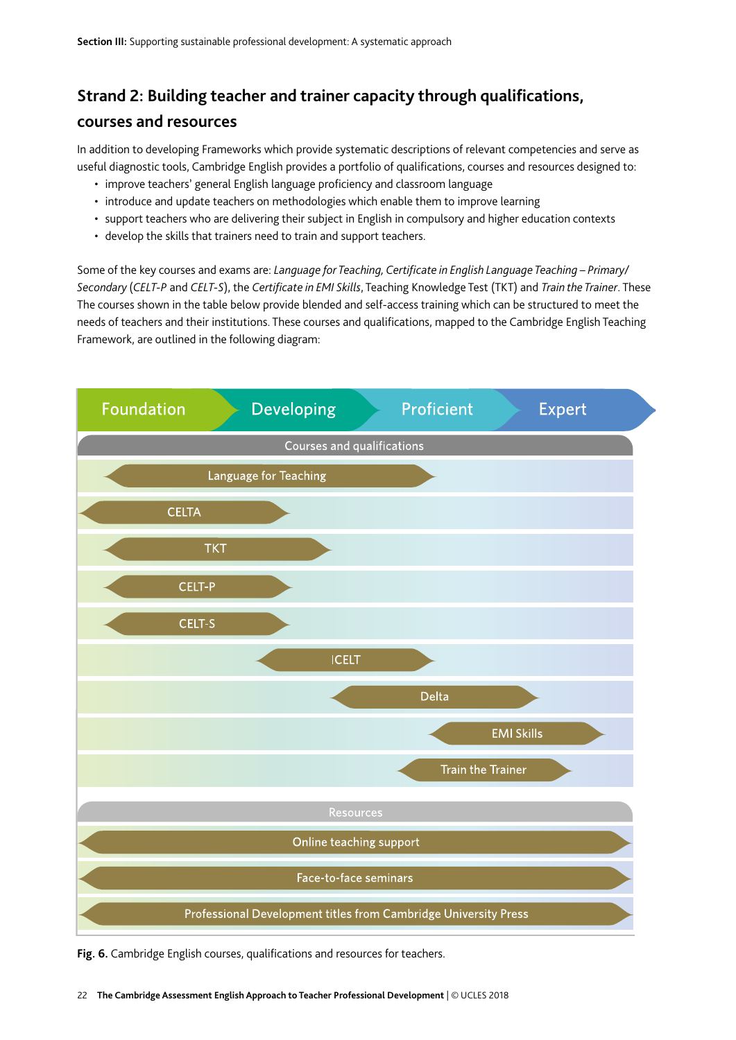## Strand 2: Building teacher and trainer capacity through qualifications, courses and resources

In addition to developing Frameworks which provide systematic descriptions of relevant competencies and serve as useful diagnostic tools, Cambridge English provides a portfolio of qualifications, courses and resources designed to:

- improve teachers' general English language proficiency and classroom language
- introduce and update teachers on methodologies which enable them to improve learning
- support teachers who are delivering their subject in English in compulsory and higher education contexts
- develop the skills that trainers need to train and support teachers.

Some of the key courses and exams are: *Language for Teaching, Certificate in English Language Teaching – Primary/ Secondary* (*CELT-P* and *CELT-S*), the *Certificate in EMI Skills*, Teaching Knowledge Test (TKT) and *Train the Trainer*. These The courses shown in the table below provide blended and self-access training which can be structured to meet the needs of teachers and their institutions. These courses and qualifications, mapped to the Cambridge English Teaching Framework, are outlined in the following diagram:

| | Foundation | Developing | Proficient | Expert |
|---|---|---|---|---|
| **Courses and qualifications** | | | | |
| Language for Teaching | ✓ | ✓ | | |
| CELTA | ✓ | | | |
| TKT | ✓ | ✓ | | |
| CELT-P | ✓ | | | |
| CELT-S | ✓ | | | |
| ICELT | | ✓ | | |
| Delta | | ✓ | ✓ | |
| EMI Skills | | | ✓ | ✓ |
| Train the Trainer | | | ✓ | ✓ |
| **Resources** | | | | |
| Online teaching support | ✓ | ✓ | ✓ | ✓ |
| Face-to-face seminars | ✓ | ✓ | ✓ | ✓ |
| Professional Development titles from Cambridge University Press | ✓ | ✓ | ✓ | ✓ |

**Fig. 6.** Cambridge English courses, qualifications and resources for teachers.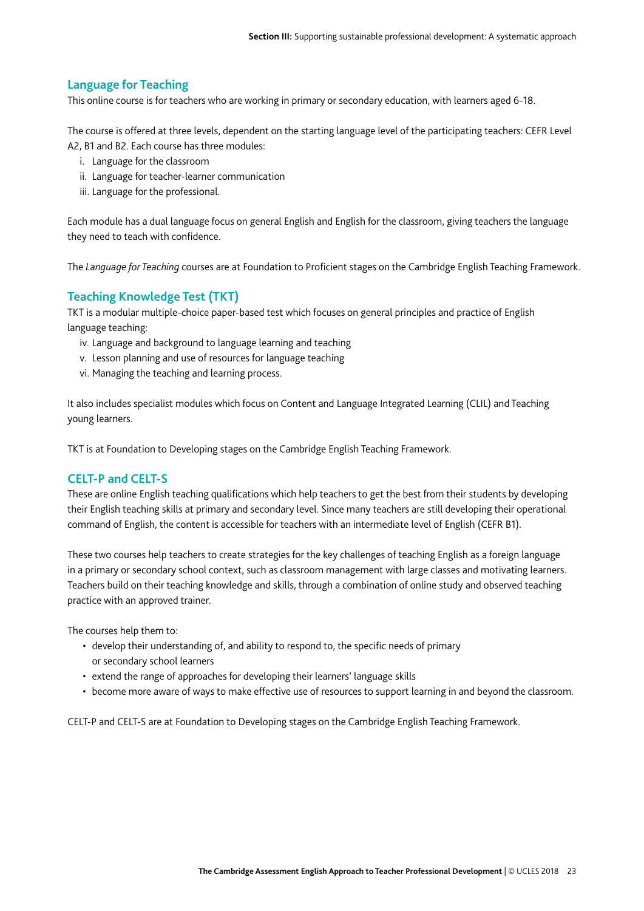### Language for Teaching

This online course is for teachers who are working in primary or secondary education, with learners aged 6-18.

The course is offered at three levels, dependent on the starting language level of the participating teachers: CEFR Level A2, B1 and B2. Each course has three modules:

i. Language for the classroom
ii. Language for teacher-learner communication
iii. Language for the professional.

Each module has a dual language focus on general English and English for the classroom, giving teachers the language they need to teach with confidence.

The *Language for Teaching* courses are at Foundation to Proficient stages on the Cambridge English Teaching Framework.

### Teaching Knowledge Test (TKT)

TKT is a modular multiple-choice paper-based test which focuses on general principles and practice of English language teaching:

iv. Language and background to language learning and teaching
v. Lesson planning and use of resources for language teaching
vi. Managing the teaching and learning process.

It also includes specialist modules which focus on Content and Language Integrated Learning (CLIL) and Teaching young learners.

TKT is at Foundation to Developing stages on the Cambridge English Teaching Framework.

### CELT-P and CELT-S

These are online English teaching qualifications which help teachers to get the best from their students by developing their English teaching skills at primary and secondary level. Since many teachers are still developing their operational command of English, the content is accessible for teachers with an intermediate level of English (CEFR B1).

These two courses help teachers to create strategies for the key challenges of teaching English as a foreign language in a primary or secondary school context, such as classroom management with large classes and motivating learners. Teachers build on their teaching knowledge and skills, through a combination of online study and observed teaching practice with an approved trainer.

The courses help them to:

- develop their understanding of, and ability to respond to, the specific needs of primary or secondary school learners
- extend the range of approaches for developing their learners' language skills
- become more aware of ways to make effective use of resources to support learning in and beyond the classroom.

CELT-P and CELT-S are at Foundation to Developing stages on the Cambridge English Teaching Framework.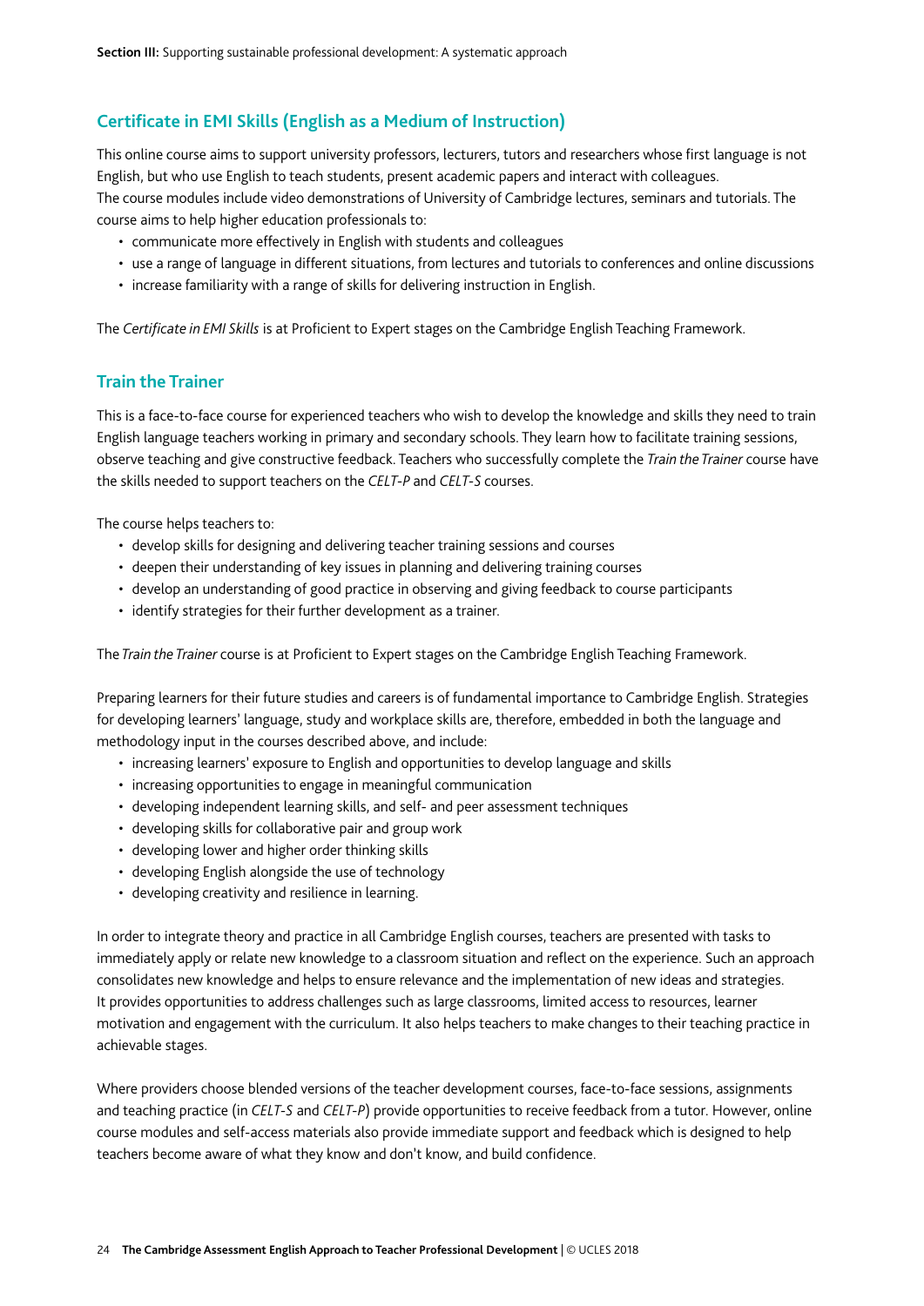## Certificate in EMI Skills (English as a Medium of Instruction)

This online course aims to support university professors, lecturers, tutors and researchers whose first language is not English, but who use English to teach students, present academic papers and interact with colleagues.
The course modules include video demonstrations of University of Cambridge lectures, seminars and tutorials. The course aims to help higher education professionals to:

- communicate more effectively in English with students and colleagues
- use a range of language in different situations, from lectures and tutorials to conferences and online discussions
- increase familiarity with a range of skills for delivering instruction in English.

The *Certificate in EMI Skills* is at Proficient to Expert stages on the Cambridge English Teaching Framework.

## Train the Trainer

This is a face-to-face course for experienced teachers who wish to develop the knowledge and skills they need to train English language teachers working in primary and secondary schools. They learn how to facilitate training sessions, observe teaching and give constructive feedback. Teachers who successfully complete the *Train the Trainer* course have the skills needed to support teachers on the *CELT-P* and *CELT-S* courses.

The course helps teachers to:

- develop skills for designing and delivering teacher training sessions and courses
- deepen their understanding of key issues in planning and delivering training courses
- develop an understanding of good practice in observing and giving feedback to course participants
- identify strategies for their further development as a trainer.

The *Train the Trainer* course is at Proficient to Expert stages on the Cambridge English Teaching Framework.

Preparing learners for their future studies and careers is of fundamental importance to Cambridge English. Strategies for developing learners' language, study and workplace skills are, therefore, embedded in both the language and methodology input in the courses described above, and include:

- increasing learners' exposure to English and opportunities to develop language and skills
- increasing opportunities to engage in meaningful communication
- developing independent learning skills, and self- and peer assessment techniques
- developing skills for collaborative pair and group work
- developing lower and higher order thinking skills
- developing English alongside the use of technology
- developing creativity and resilience in learning.

In order to integrate theory and practice in all Cambridge English courses, teachers are presented with tasks to immediately apply or relate new knowledge to a classroom situation and reflect on the experience. Such an approach consolidates new knowledge and helps to ensure relevance and the implementation of new ideas and strategies. It provides opportunities to address challenges such as large classrooms, limited access to resources, learner motivation and engagement with the curriculum. It also helps teachers to make changes to their teaching practice in achievable stages.

Where providers choose blended versions of the teacher development courses, face-to-face sessions, assignments and teaching practice (in *CELT-S* and *CELT-P*) provide opportunities to receive feedback from a tutor. However, online course modules and self-access materials also provide immediate support and feedback which is designed to help teachers become aware of what they know and don't know, and build confidence.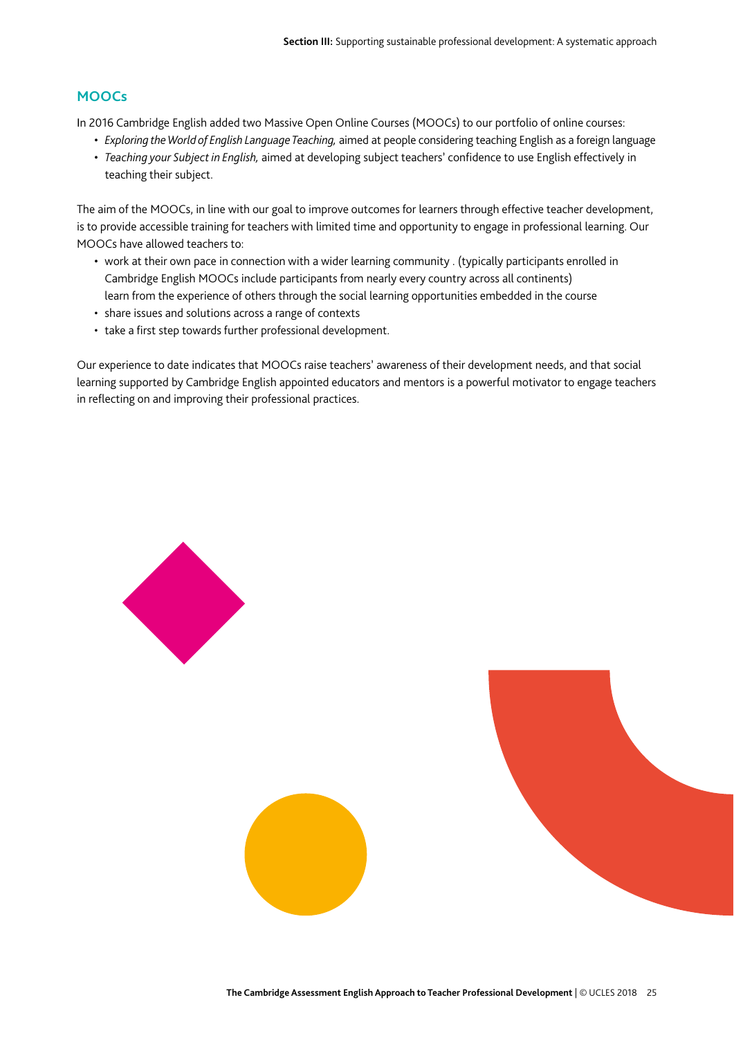## MOOCs

In 2016 Cambridge English added two Massive Open Online Courses (MOOCs) to our portfolio of online courses:

- *Exploring the World of English Language Teaching,* aimed at people considering teaching English as a foreign language
- *Teaching your Subject in English,* aimed at developing subject teachers' confidence to use English effectively in teaching their subject.

The aim of the MOOCs, in line with our goal to improve outcomes for learners through effective teacher development, is to provide accessible training for teachers with limited time and opportunity to engage in professional learning. Our MOOCs have allowed teachers to:

- work at their own pace in connection with a wider learning community . (typically participants enrolled in Cambridge English MOOCs include participants from nearly every country across all continents) learn from the experience of others through the social learning opportunities embedded in the course
- share issues and solutions across a range of contexts
- take a first step towards further professional development.

Our experience to date indicates that MOOCs raise teachers' awareness of their development needs, and that social learning supported by Cambridge English appointed educators and mentors is a powerful motivator to engage teachers in reflecting on and improving their professional practices.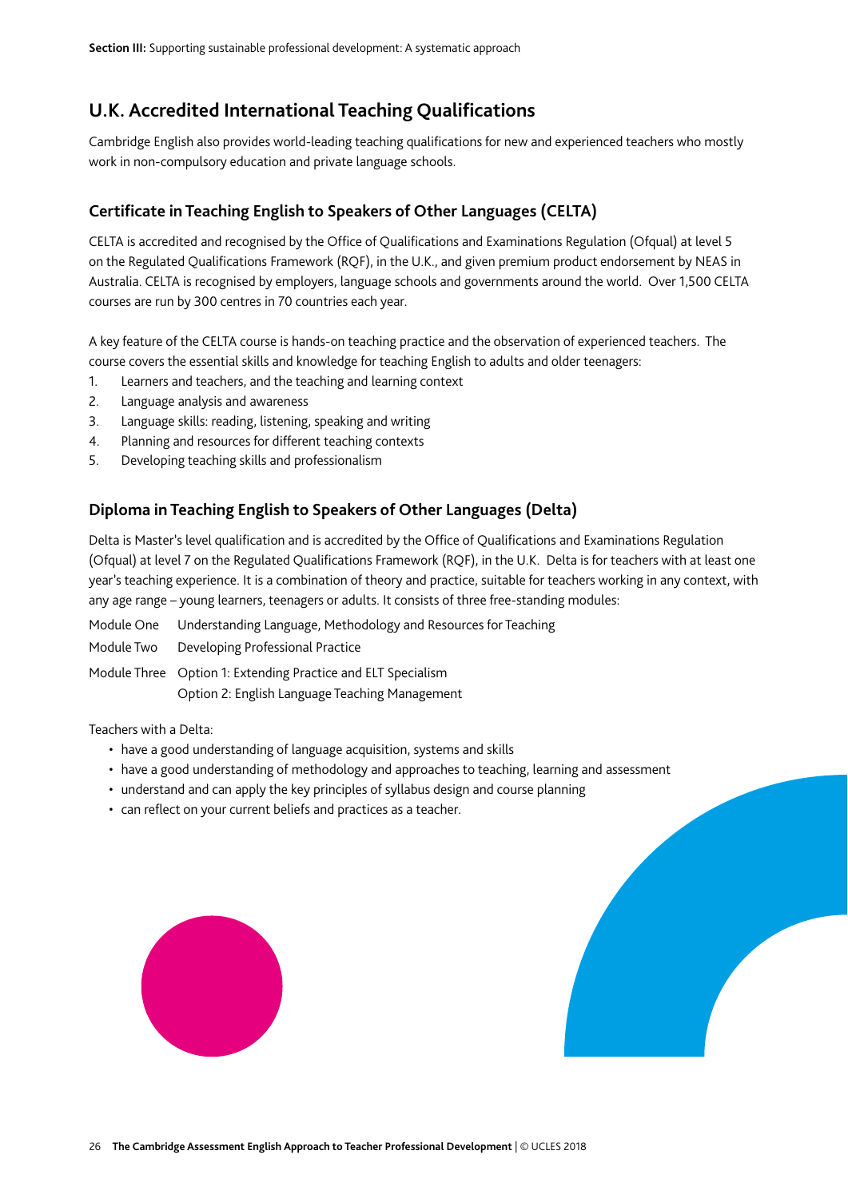## U.K. Accredited International Teaching Qualifications

Cambridge English also provides world-leading teaching qualifications for new and experienced teachers who mostly work in non-compulsory education and private language schools.

### Certificate in Teaching English to Speakers of Other Languages (CELTA)

CELTA is accredited and recognised by the Office of Qualifications and Examinations Regulation (Ofqual) at level 5 on the Regulated Qualifications Framework (RQF), in the U.K., and given premium product endorsement by NEAS in Australia. CELTA is recognised by employers, language schools and governments around the world. Over 1,500 CELTA courses are run by 300 centres in 70 countries each year.

A key feature of the CELTA course is hands-on teaching practice and the observation of experienced teachers. The course covers the essential skills and knowledge for teaching English to adults and older teenagers:

1. Learners and teachers, and the teaching and learning context
2. Language analysis and awareness
3. Language skills: reading, listening, speaking and writing
4. Planning and resources for different teaching contexts
5. Developing teaching skills and professionalism

### Diploma in Teaching English to Speakers of Other Languages (Delta)

Delta is Master's level qualification and is accredited by the Office of Qualifications and Examinations Regulation (Ofqual) at level 7 on the Regulated Qualifications Framework (RQF), in the U.K. Delta is for teachers with at least one year's teaching experience. It is a combination of theory and practice, suitable for teachers working in any context, with any age range – young learners, teenagers or adults. It consists of three free-standing modules:

Module One Understanding Language, Methodology and Resources for Teaching

Module Two Developing Professional Practice

Module Three Option 1: Extending Practice and ELT Specialism
Option 2: English Language Teaching Management

Teachers with a Delta:

- have a good understanding of language acquisition, systems and skills
- have a good understanding of methodology and approaches to teaching, learning and assessment
- understand and can apply the key principles of syllabus design and course planning
- can reflect on your current beliefs and practices as a teacher.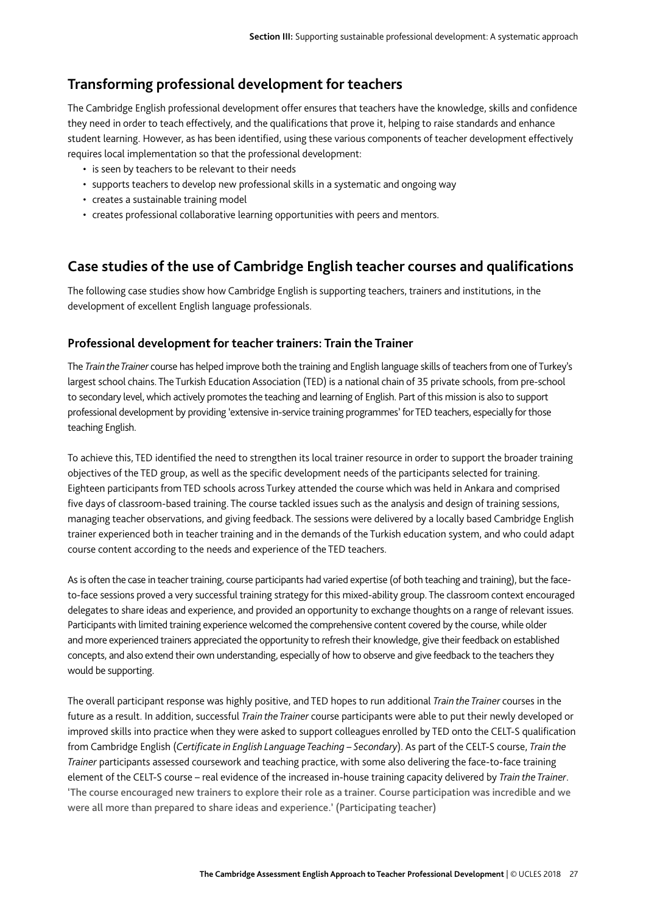## Transforming professional development for teachers

The Cambridge English professional development offer ensures that teachers have the knowledge, skills and confidence they need in order to teach effectively, and the qualifications that prove it, helping to raise standards and enhance student learning. However, as has been identified, using these various components of teacher development effectively requires local implementation so that the professional development:

- is seen by teachers to be relevant to their needs
- supports teachers to develop new professional skills in a systematic and ongoing way
- creates a sustainable training model
- creates professional collaborative learning opportunities with peers and mentors.

## Case studies of the use of Cambridge English teacher courses and qualifications

The following case studies show how Cambridge English is supporting teachers, trainers and institutions, in the development of excellent English language professionals.

### Professional development for teacher trainers: Train the Trainer

The *Train the Trainer* course has helped improve both the training and English language skills of teachers from one of Turkey's largest school chains. The Turkish Education Association (TED) is a national chain of 35 private schools, from pre-school to secondary level, which actively promotes the teaching and learning of English. Part of this mission is also to support professional development by providing 'extensive in-service training programmes' for TED teachers, especially for those teaching English.

To achieve this, TED identified the need to strengthen its local trainer resource in order to support the broader training objectives of the TED group, as well as the specific development needs of the participants selected for training. Eighteen participants from TED schools across Turkey attended the course which was held in Ankara and comprised five days of classroom-based training. The course tackled issues such as the analysis and design of training sessions, managing teacher observations, and giving feedback. The sessions were delivered by a locally based Cambridge English trainer experienced both in teacher training and in the demands of the Turkish education system, and who could adapt course content according to the needs and experience of the TED teachers.

As is often the case in teacher training, course participants had varied expertise (of both teaching and training), but the face-to-face sessions proved a very successful training strategy for this mixed-ability group. The classroom context encouraged delegates to share ideas and experience, and provided an opportunity to exchange thoughts on a range of relevant issues. Participants with limited training experience welcomed the comprehensive content covered by the course, while older and more experienced trainers appreciated the opportunity to refresh their knowledge, give their feedback on established concepts, and also extend their own understanding, especially of how to observe and give feedback to the teachers they would be supporting.

The overall participant response was highly positive, and TED hopes to run additional *Train the Trainer* courses in the future as a result. In addition, successful *Train the Trainer* course participants were able to put their newly developed or improved skills into practice when they were asked to support colleagues enrolled by TED onto the CELT-S qualification from Cambridge English (*Certificate in English Language Teaching – Secondary*). As part of the CELT-S course, *Train the Trainer* participants assessed coursework and teaching practice, with some also delivering the face-to-face training element of the CELT-S course – real evidence of the increased in-house training capacity delivered by *Train the Trainer*.

**'The course encouraged new trainers to explore their role as a trainer. Course participation was incredible and we were all more than prepared to share ideas and experience.' (Participating teacher)**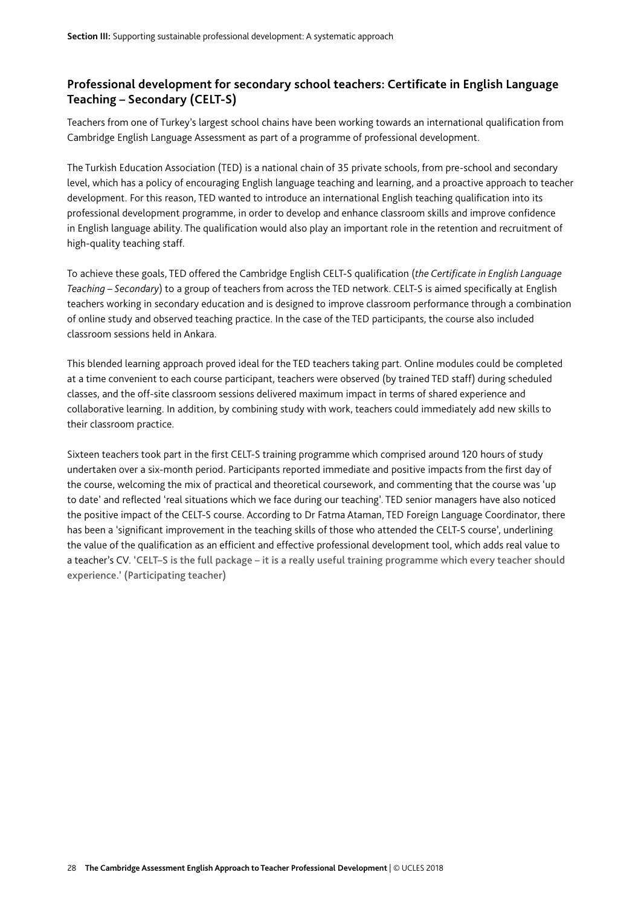## Professional development for secondary school teachers: Certificate in English Language Teaching – Secondary (CELT-S)

Teachers from one of Turkey's largest school chains have been working towards an international qualification from Cambridge English Language Assessment as part of a programme of professional development.

The Turkish Education Association (TED) is a national chain of 35 private schools, from pre-school and secondary level, which has a policy of encouraging English language teaching and learning, and a proactive approach to teacher development. For this reason, TED wanted to introduce an international English teaching qualification into its professional development programme, in order to develop and enhance classroom skills and improve confidence in English language ability. The qualification would also play an important role in the retention and recruitment of high-quality teaching staff.

To achieve these goals, TED offered the Cambridge English CELT-S qualification (*the Certificate in English Language Teaching – Secondary*) to a group of teachers from across the TED network. CELT-S is aimed specifically at English teachers working in secondary education and is designed to improve classroom performance through a combination of online study and observed teaching practice. In the case of the TED participants, the course also included classroom sessions held in Ankara.

This blended learning approach proved ideal for the TED teachers taking part. Online modules could be completed at a time convenient to each course participant, teachers were observed (by trained TED staff) during scheduled classes, and the off-site classroom sessions delivered maximum impact in terms of shared experience and collaborative learning. In addition, by combining study with work, teachers could immediately add new skills to their classroom practice.

Sixteen teachers took part in the first CELT-S training programme which comprised around 120 hours of study undertaken over a six-month period. Participants reported immediate and positive impacts from the first day of the course, welcoming the mix of practical and theoretical coursework, and commenting that the course was 'up to date' and reflected 'real situations which we face during our teaching'. TED senior managers have also noticed the positive impact of the CELT-S course. According to Dr Fatma Ataman, TED Foreign Language Coordinator, there has been a 'significant improvement in the teaching skills of those who attended the CELT-S course', underlining the value of the qualification as an efficient and effective professional development tool, which adds real value to a teacher's CV. **'CELT–S is the full package – it is a really useful training programme which every teacher should experience.' (Participating teacher)**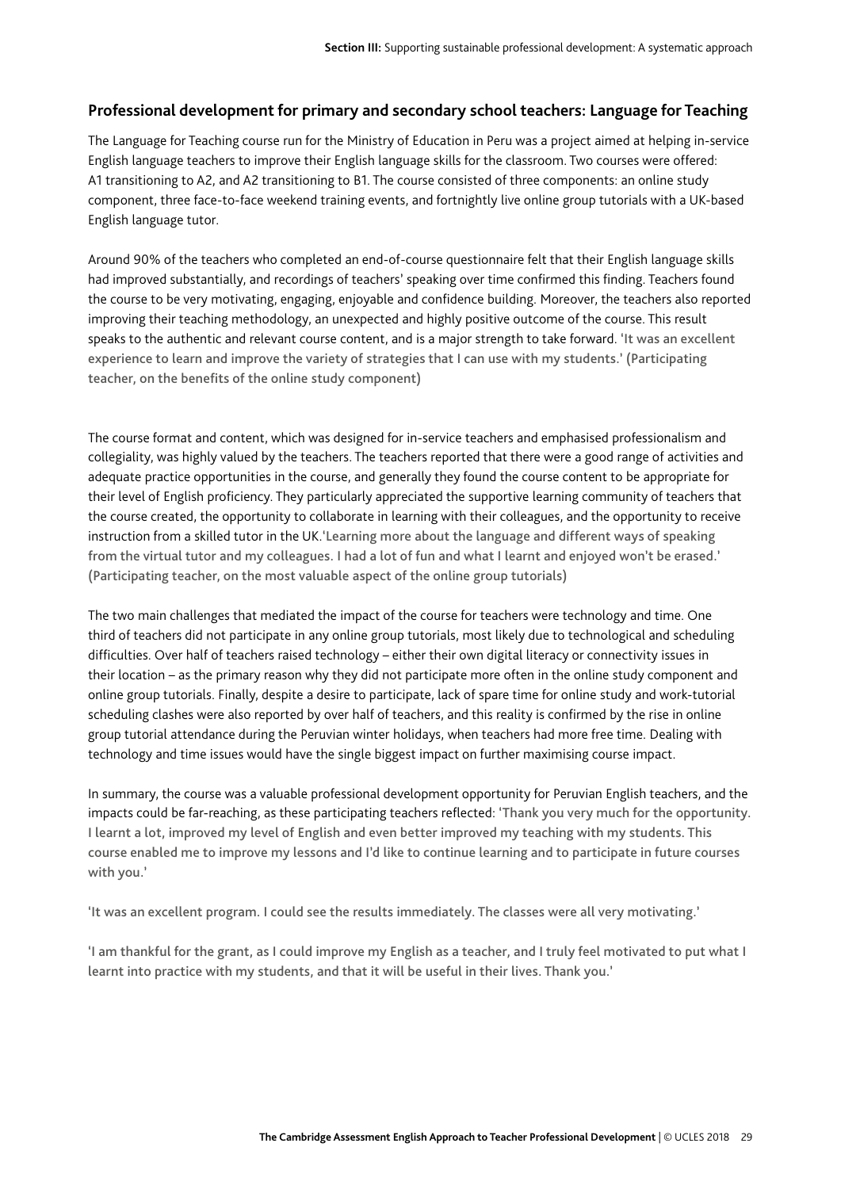## Professional development for primary and secondary school teachers: Language for Teaching

The Language for Teaching course run for the Ministry of Education in Peru was a project aimed at helping in-service English language teachers to improve their English language skills for the classroom. Two courses were offered: A1 transitioning to A2, and A2 transitioning to B1. The course consisted of three components: an online study component, three face-to-face weekend training events, and fortnightly live online group tutorials with a UK-based English language tutor.

Around 90% of the teachers who completed an end-of-course questionnaire felt that their English language skills had improved substantially, and recordings of teachers' speaking over time confirmed this finding. Teachers found the course to be very motivating, engaging, enjoyable and confidence building. Moreover, the teachers also reported improving their teaching methodology, an unexpected and highly positive outcome of the course. This result speaks to the authentic and relevant course content, and is a major strength to take forward. **'It was an excellent experience to learn and improve the variety of strategies that I can use with my students.' (Participating teacher, on the benefits of the online study component)**

The course format and content, which was designed for in-service teachers and emphasised professionalism and collegiality, was highly valued by the teachers. The teachers reported that there were a good range of activities and adequate practice opportunities in the course, and generally they found the course content to be appropriate for their level of English proficiency. They particularly appreciated the supportive learning community of teachers that the course created, the opportunity to collaborate in learning with their colleagues, and the opportunity to receive instruction from a skilled tutor in the UK.**'Learning more about the language and different ways of speaking from the virtual tutor and my colleagues. I had a lot of fun and what I learnt and enjoyed won't be erased.' (Participating teacher, on the most valuable aspect of the online group tutorials)**

The two main challenges that mediated the impact of the course for teachers were technology and time. One third of teachers did not participate in any online group tutorials, most likely due to technological and scheduling difficulties. Over half of teachers raised technology – either their own digital literacy or connectivity issues in their location – as the primary reason why they did not participate more often in the online study component and online group tutorials. Finally, despite a desire to participate, lack of spare time for online study and work-tutorial scheduling clashes were also reported by over half of teachers, and this reality is confirmed by the rise in online group tutorial attendance during the Peruvian winter holidays, when teachers had more free time. Dealing with technology and time issues would have the single biggest impact on further maximising course impact.

In summary, the course was a valuable professional development opportunity for Peruvian English teachers, and the impacts could be far-reaching, as these participating teachers reflected: **'Thank you very much for the opportunity. I learnt a lot, improved my level of English and even better improved my teaching with my students. This course enabled me to improve my lessons and I'd like to continue learning and to participate in future courses with you.'**

**'It was an excellent program. I could see the results immediately. The classes were all very motivating.'**

**'I am thankful for the grant, as I could improve my English as a teacher, and I truly feel motivated to put what I learnt into practice with my students, and that it will be useful in their lives. Thank you.'**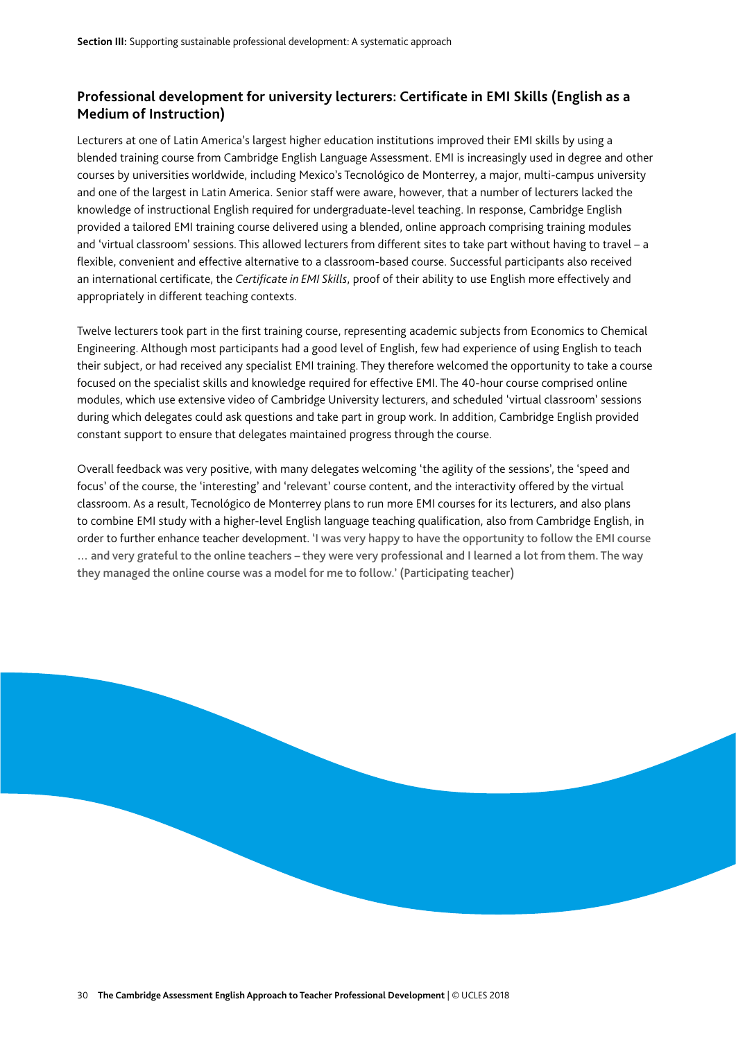## Professional development for university lecturers: Certificate in EMI Skills (English as a Medium of Instruction)

Lecturers at one of Latin America's largest higher education institutions improved their EMI skills by using a blended training course from Cambridge English Language Assessment. EMI is increasingly used in degree and other courses by universities worldwide, including Mexico's Tecnológico de Monterrey, a major, multi-campus university and one of the largest in Latin America. Senior staff were aware, however, that a number of lecturers lacked the knowledge of instructional English required for undergraduate-level teaching. In response, Cambridge English provided a tailored EMI training course delivered using a blended, online approach comprising training modules and 'virtual classroom' sessions. This allowed lecturers from different sites to take part without having to travel – a flexible, convenient and effective alternative to a classroom-based course. Successful participants also received an international certificate, the *Certificate in EMI Skills*, proof of their ability to use English more effectively and appropriately in different teaching contexts.

Twelve lecturers took part in the first training course, representing academic subjects from Economics to Chemical Engineering. Although most participants had a good level of English, few had experience of using English to teach their subject, or had received any specialist EMI training. They therefore welcomed the opportunity to take a course focused on the specialist skills and knowledge required for effective EMI. The 40-hour course comprised online modules, which use extensive video of Cambridge University lecturers, and scheduled 'virtual classroom' sessions during which delegates could ask questions and take part in group work. In addition, Cambridge English provided constant support to ensure that delegates maintained progress through the course.

Overall feedback was very positive, with many delegates welcoming 'the agility of the sessions', the 'speed and focus' of the course, the 'interesting' and 'relevant' course content, and the interactivity offered by the virtual classroom. As a result, Tecnológico de Monterrey plans to run more EMI courses for its lecturers, and also plans to combine EMI study with a higher-level English language teaching qualification, also from Cambridge English, in order to further enhance teacher development. **'I was very happy to have the opportunity to follow the EMI course … and very grateful to the online teachers – they were very professional and I learned a lot from them. The way they managed the online course was a model for me to follow.' (Participating teacher)**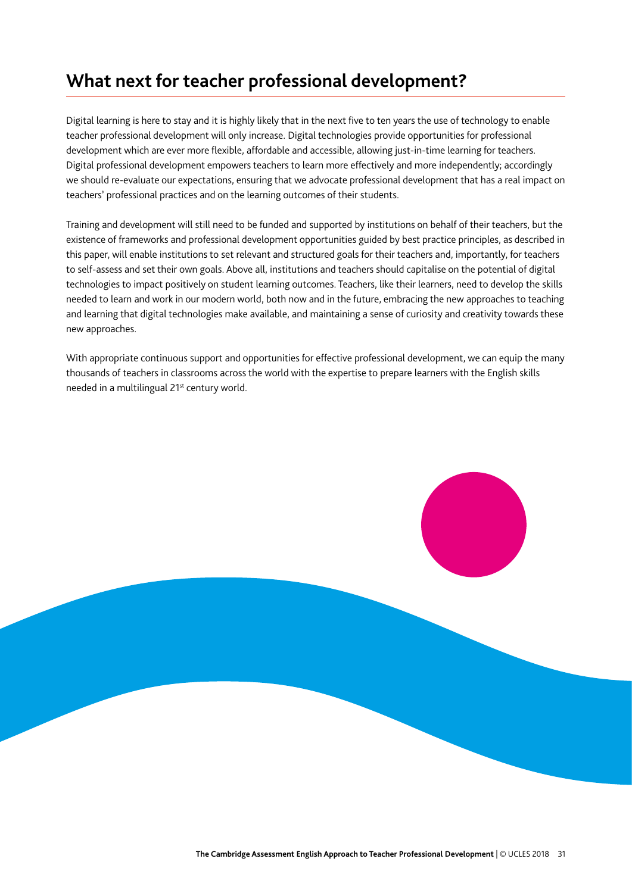## What next for teacher professional development?

Digital learning is here to stay and it is highly likely that in the next five to ten years the use of technology to enable teacher professional development will only increase. Digital technologies provide opportunities for professional development which are ever more flexible, affordable and accessible, allowing just-in-time learning for teachers. Digital professional development empowers teachers to learn more effectively and more independently; accordingly we should re-evaluate our expectations, ensuring that we advocate professional development that has a real impact on teachers' professional practices and on the learning outcomes of their students.

Training and development will still need to be funded and supported by institutions on behalf of their teachers, but the existence of frameworks and professional development opportunities guided by best practice principles, as described in this paper, will enable institutions to set relevant and structured goals for their teachers and, importantly, for teachers to self-assess and set their own goals. Above all, institutions and teachers should capitalise on the potential of digital technologies to impact positively on student learning outcomes. Teachers, like their learners, need to develop the skills needed to learn and work in our modern world, both now and in the future, embracing the new approaches to teaching and learning that digital technologies make available, and maintaining a sense of curiosity and creativity towards these new approaches.

With appropriate continuous support and opportunities for effective professional development, we can equip the many thousands of teachers in classrooms across the world with the expertise to prepare learners with the English skills needed in a multilingual 21st century world.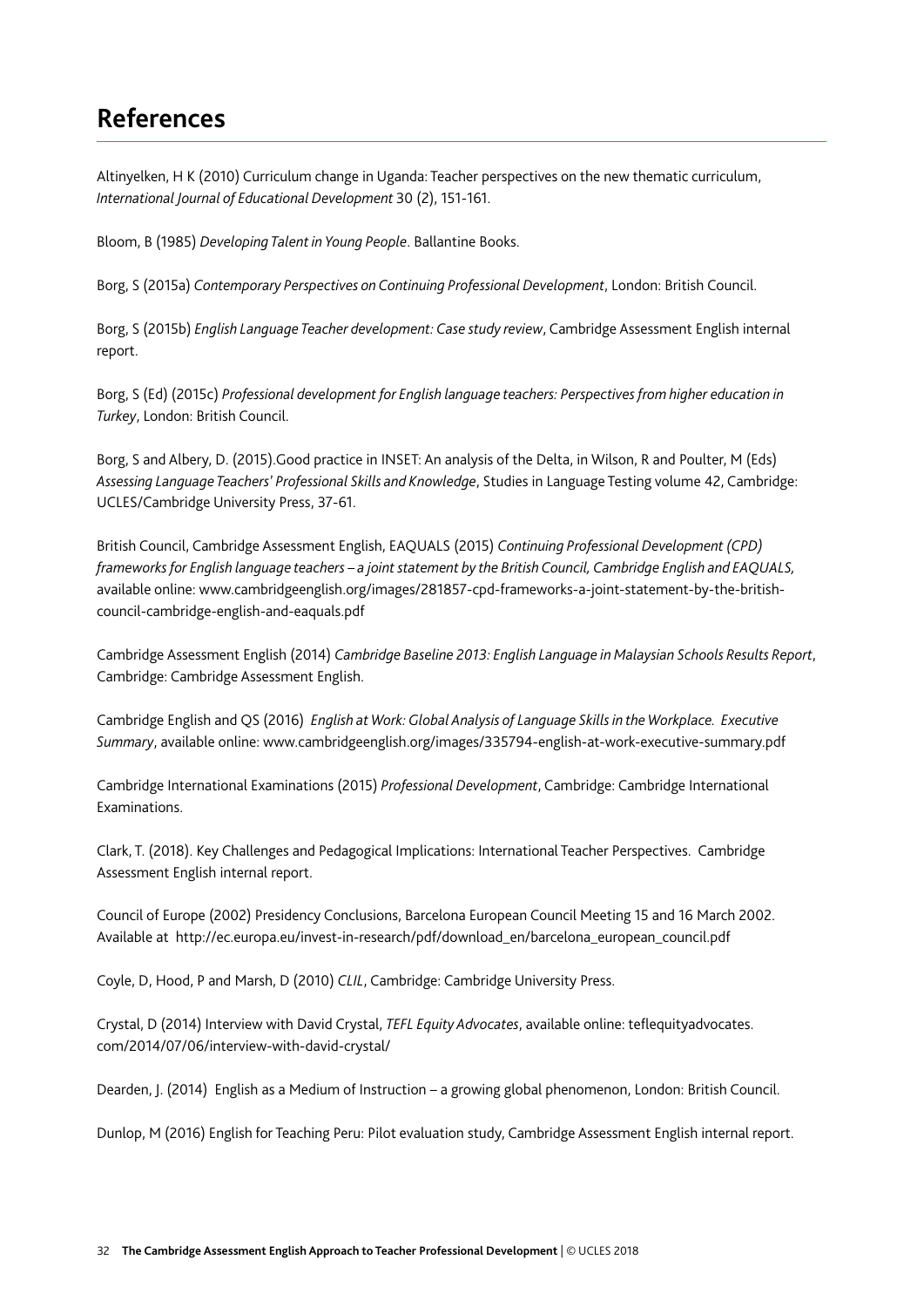# References

Altinyelken, H K (2010) Curriculum change in Uganda: Teacher perspectives on the new thematic curriculum, *International Journal of Educational Development* 30 (2), 151-161.

Bloom, B (1985) *Developing Talent in Young People*. Ballantine Books.

Borg, S (2015a) *Contemporary Perspectives on Continuing Professional Development*, London: British Council.

Borg, S (2015b) *English Language Teacher development: Case study review*, Cambridge Assessment English internal report.

Borg, S (Ed) (2015c) *Professional development for English language teachers: Perspectives from higher education in Turkey*, London: British Council.

Borg, S and Albery, D. (2015).Good practice in INSET: An analysis of the Delta, in Wilson, R and Poulter, M (Eds) *Assessing Language Teachers' Professional Skills and Knowledge*, Studies in Language Testing volume 42, Cambridge: UCLES/Cambridge University Press, 37-61.

British Council, Cambridge Assessment English, EAQUALS (2015) *Continuing Professional Development (CPD) frameworks for English language teachers – a joint statement by the British Council, Cambridge English and EAQUALS,* available online: www.cambridgeenglish.org/images/281857-cpd-frameworks-a-joint-statement-by-the-british-council-cambridge-english-and-eaquals.pdf

Cambridge Assessment English (2014) *Cambridge Baseline 2013: English Language in Malaysian Schools Results Report*, Cambridge: Cambridge Assessment English.

Cambridge English and QS (2016) *English at Work: Global Analysis of Language Skills in the Workplace. Executive Summary*, available online: www.cambridgeenglish.org/images/335794-english-at-work-executive-summary.pdf

Cambridge International Examinations (2015) *Professional Development*, Cambridge: Cambridge International Examinations.

Clark, T. (2018). Key Challenges and Pedagogical Implications: International Teacher Perspectives. Cambridge Assessment English internal report.

Council of Europe (2002) Presidency Conclusions, Barcelona European Council Meeting 15 and 16 March 2002. Available at http://ec.europa.eu/invest-in-research/pdf/download_en/barcelona_european_council.pdf

Coyle, D, Hood, P and Marsh, D (2010) *CLIL*, Cambridge: Cambridge University Press.

Crystal, D (2014) Interview with David Crystal, *TEFL Equity Advocates*, available online: teflequityadvocates.com/2014/07/06/interview-with-david-crystal/

Dearden, J. (2014) English as a Medium of Instruction – a growing global phenomenon, London: British Council.

Dunlop, M (2016) English for Teaching Peru: Pilot evaluation study, Cambridge Assessment English internal report.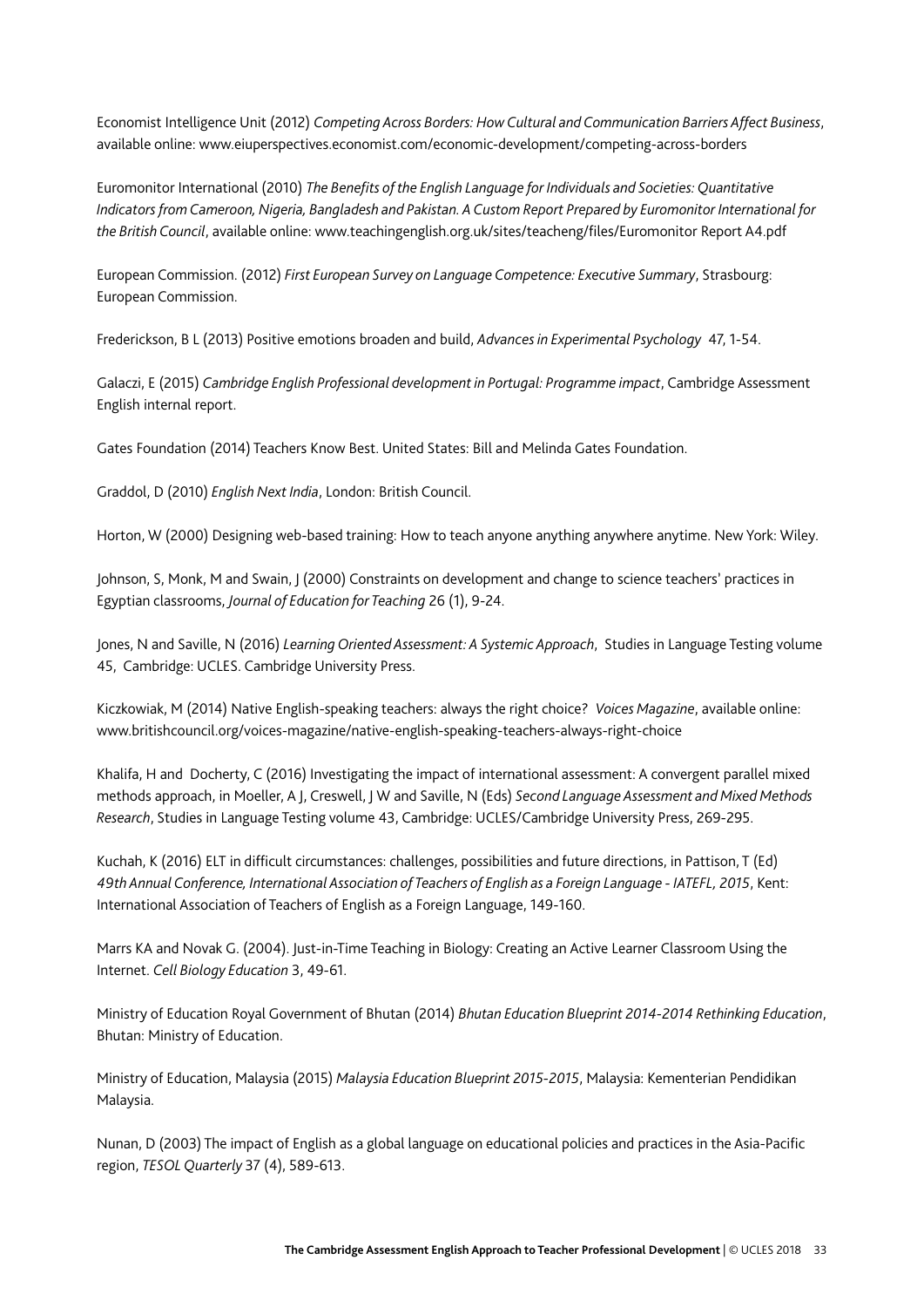Economist Intelligence Unit (2012) *Competing Across Borders: How Cultural and Communication Barriers Affect Business*, available online: www.eiuperspectives.economist.com/economic-development/competing-across-borders

Euromonitor International (2010) *The Benefits of the English Language for Individuals and Societies: Quantitative Indicators from Cameroon, Nigeria, Bangladesh and Pakistan. A Custom Report Prepared by Euromonitor International for the British Council*, available online: www.teachingenglish.org.uk/sites/teacheng/files/Euromonitor Report A4.pdf

European Commission. (2012) *First European Survey on Language Competence: Executive Summary*, Strasbourg: European Commission.

Frederickson, B L (2013) Positive emotions broaden and build, *Advances in Experimental Psychology* 47, 1-54.

Galaczi, E (2015) *Cambridge English Professional development in Portugal: Programme impact*, Cambridge Assessment English internal report.

Gates Foundation (2014) Teachers Know Best. United States: Bill and Melinda Gates Foundation.

Graddol, D (2010) *English Next India*, London: British Council.

Horton, W (2000) Designing web-based training: How to teach anyone anything anywhere anytime. New York: Wiley.

Johnson, S, Monk, M and Swain, J (2000) Constraints on development and change to science teachers' practices in Egyptian classrooms, *Journal of Education for Teaching* 26 (1), 9-24.

Jones, N and Saville, N (2016) *Learning Oriented Assessment: A Systemic Approach*, Studies in Language Testing volume 45, Cambridge: UCLES. Cambridge University Press.

Kiczkowiak, M (2014) Native English-speaking teachers: always the right choice? *Voices Magazine*, available online: www.britishcouncil.org/voices-magazine/native-english-speaking-teachers-always-right-choice

Khalifa, H and Docherty, C (2016) Investigating the impact of international assessment: A convergent parallel mixed methods approach, in Moeller, A J, Creswell, J W and Saville, N (Eds) *Second Language Assessment and Mixed Methods Research*, Studies in Language Testing volume 43, Cambridge: UCLES/Cambridge University Press, 269-295.

Kuchah, K (2016) ELT in difficult circumstances: challenges, possibilities and future directions, in Pattison, T (Ed) *49th Annual Conference, International Association of Teachers of English as a Foreign Language - IATEFL, 2015*, Kent: International Association of Teachers of English as a Foreign Language, 149-160.

Marrs KA and Novak G. (2004). Just-in-Time Teaching in Biology: Creating an Active Learner Classroom Using the Internet. *Cell Biology Education* 3, 49-61.

Ministry of Education Royal Government of Bhutan (2014) *Bhutan Education Blueprint 2014-2014 Rethinking Education*, Bhutan: Ministry of Education.

Ministry of Education, Malaysia (2015) *Malaysia Education Blueprint 2015-2015*, Malaysia: Kementerian Pendidikan Malaysia.

Nunan, D (2003) The impact of English as a global language on educational policies and practices in the Asia-Pacific region, *TESOL Quarterly* 37 (4), 589-613.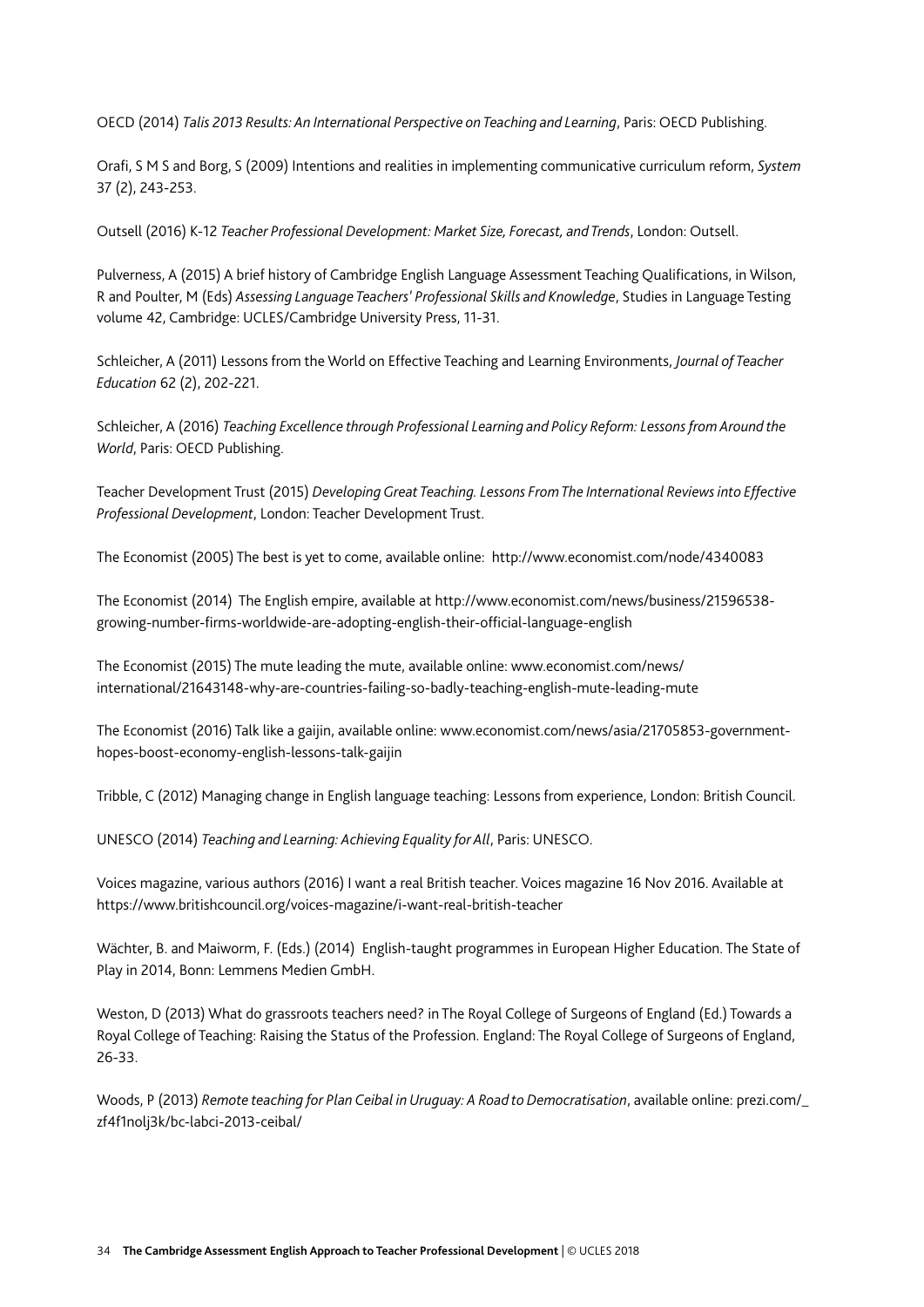OECD (2014) *Talis 2013 Results: An International Perspective on Teaching and Learning*, Paris: OECD Publishing.

Orafi, S M S and Borg, S (2009) Intentions and realities in implementing communicative curriculum reform, *System* 37 (2), 243-253.

Outsell (2016) K-12 *Teacher Professional Development: Market Size, Forecast, and Trends*, London: Outsell.

Pulverness, A (2015) A brief history of Cambridge English Language Assessment Teaching Qualifications, in Wilson, R and Poulter, M (Eds) *Assessing Language Teachers' Professional Skills and Knowledge*, Studies in Language Testing volume 42, Cambridge: UCLES/Cambridge University Press, 11-31.

Schleicher, A (2011) Lessons from the World on Effective Teaching and Learning Environments, *Journal of Teacher Education* 62 (2), 202-221.

Schleicher, A (2016) *Teaching Excellence through Professional Learning and Policy Reform: Lessons from Around the World*, Paris: OECD Publishing.

Teacher Development Trust (2015) *Developing Great Teaching. Lessons From The International Reviews into Effective Professional Development*, London: Teacher Development Trust.

The Economist (2005) The best is yet to come, available online: http://www.economist.com/node/4340083

The Economist (2014) The English empire, available at http://www.economist.com/news/business/21596538-growing-number-firms-worldwide-are-adopting-english-their-official-language-english

The Economist (2015) The mute leading the mute, available online: www.economist.com/news/international/21643148-why-are-countries-failing-so-badly-teaching-english-mute-leading-mute

The Economist (2016) Talk like a gaijin, available online: www.economist.com/news/asia/21705853-government-hopes-boost-economy-english-lessons-talk-gaijin

Tribble, C (2012) Managing change in English language teaching: Lessons from experience, London: British Council.

UNESCO (2014) *Teaching and Learning: Achieving Equality for All*, Paris: UNESCO.

Voices magazine, various authors (2016) I want a real British teacher. Voices magazine 16 Nov 2016. Available at https://www.britishcouncil.org/voices-magazine/i-want-real-british-teacher

Wächter, B. and Maiworm, F. (Eds.) (2014) English-taught programmes in European Higher Education. The State of Play in 2014, Bonn: Lemmens Medien GmbH.

Weston, D (2013) What do grassroots teachers need? in The Royal College of Surgeons of England (Ed.) Towards a Royal College of Teaching: Raising the Status of the Profession. England: The Royal College of Surgeons of England, 26-33.

Woods, P (2013) *Remote teaching for Plan Ceibal in Uruguay: A Road to Democratisation*, available online: prezi.com/_zf4f1nolj3k/bc-labci-2013-ceibal/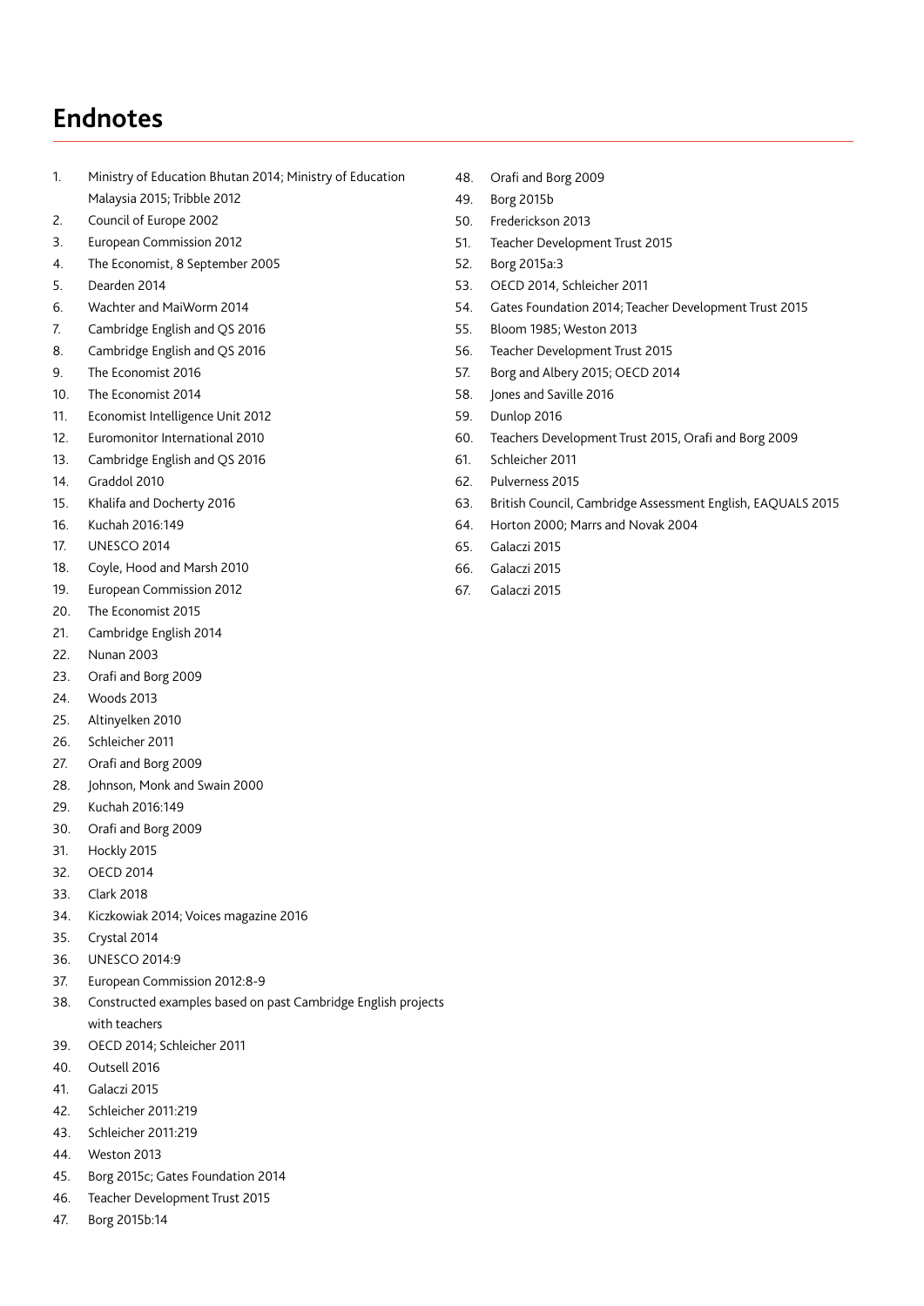# Endnotes

1. Ministry of Education Bhutan 2014; Ministry of Education Malaysia 2015; Tribble 2012
2. Council of Europe 2002
3. European Commission 2012
4. The Economist, 8 September 2005
5. Dearden 2014
6. Wachter and MaiWorm 2014
7. Cambridge English and QS 2016
8. Cambridge English and QS 2016
9. The Economist 2016
10. The Economist 2014
11. Economist Intelligence Unit 2012
12. Euromonitor International 2010
13. Cambridge English and QS 2016
14. Graddol 2010
15. Khalifa and Docherty 2016
16. Kuchah 2016:149
17. UNESCO 2014
18. Coyle, Hood and Marsh 2010
19. European Commission 2012
20. The Economist 2015
21. Cambridge English 2014
22. Nunan 2003
23. Orafi and Borg 2009
24. Woods 2013
25. Altinyelken 2010
26. Schleicher 2011
27. Orafi and Borg 2009
28. Johnson, Monk and Swain 2000
29. Kuchah 2016:149
30. Orafi and Borg 2009
31. Hockly 2015
32. OECD 2014
33. Clark 2018
34. Kiczkowiak 2014; Voices magazine 2016
35. Crystal 2014
36. UNESCO 2014:9
37. European Commission 2012:8-9
38. Constructed examples based on past Cambridge English projects with teachers
39. OECD 2014; Schleicher 2011
40. Outsell 2016
41. Galaczi 2015
42. Schleicher 2011:219
43. Schleicher 2011:219
44. Weston 2013
45. Borg 2015c; Gates Foundation 2014
46. Teacher Development Trust 2015
47. Borg 2015b:14
48. Orafi and Borg 2009
49. Borg 2015b
50. Frederickson 2013
51. Teacher Development Trust 2015
52. Borg 2015a:3
53. OECD 2014, Schleicher 2011
54. Gates Foundation 2014; Teacher Development Trust 2015
55. Bloom 1985; Weston 2013
56. Teacher Development Trust 2015
57. Borg and Albery 2015; OECD 2014
58. Jones and Saville 2016
59. Dunlop 2016
60. Teachers Development Trust 2015, Orafi and Borg 2009
61. Schleicher 2011
62. Pulverness 2015
63. British Council, Cambridge Assessment English, EAQUALS 2015
64. Horton 2000; Marrs and Novak 2004
65. Galaczi 2015
66. Galaczi 2015
67. Galaczi 2015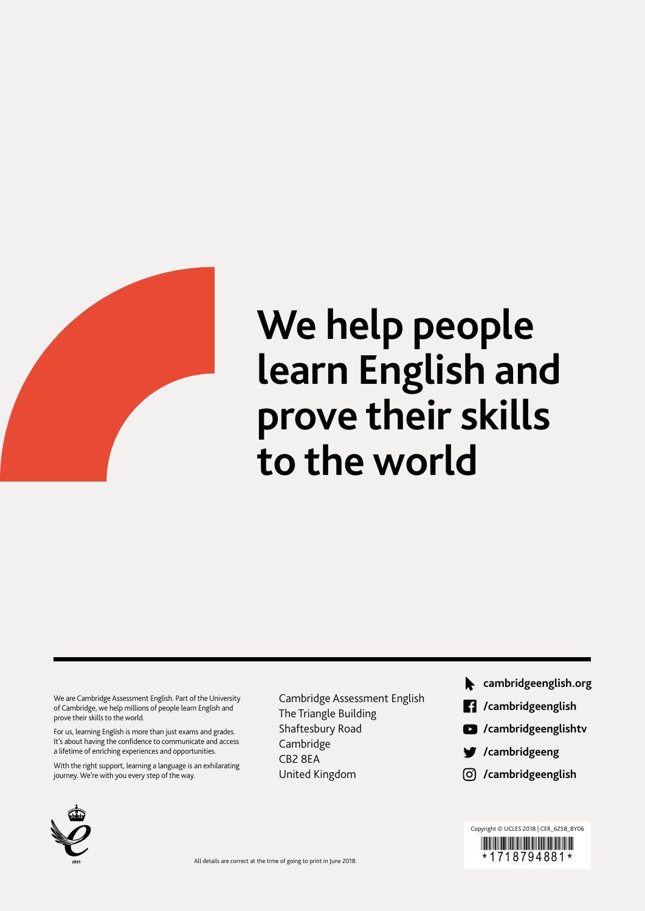# We help people learn English and prove their skills to the world

We are Cambridge Assessment English. Part of the University of Cambridge, we help millions of people learn English and prove their skills to the world.

For us, learning English is more than just exams and grades. It's about having the confidence to communicate and access a lifetime of enriching experiences and opportunities.

With the right support, learning a language is an exhilarating journey. We're with you every step of the way.

Cambridge Assessment English
The Triangle Building
Shaftesbury Road
Cambridge
CB2 8EA
United Kingdom

**cambridgeenglish.org**

**/cambridgeenglish**

**/cambridgeenglishtv**

**/cambridgeeng**

**/cambridgeenglish**

All details are correct at the time of going to print in June 2018.

Copyright © UCLES 2018 | CER_6258_8Y06

*1718794881*